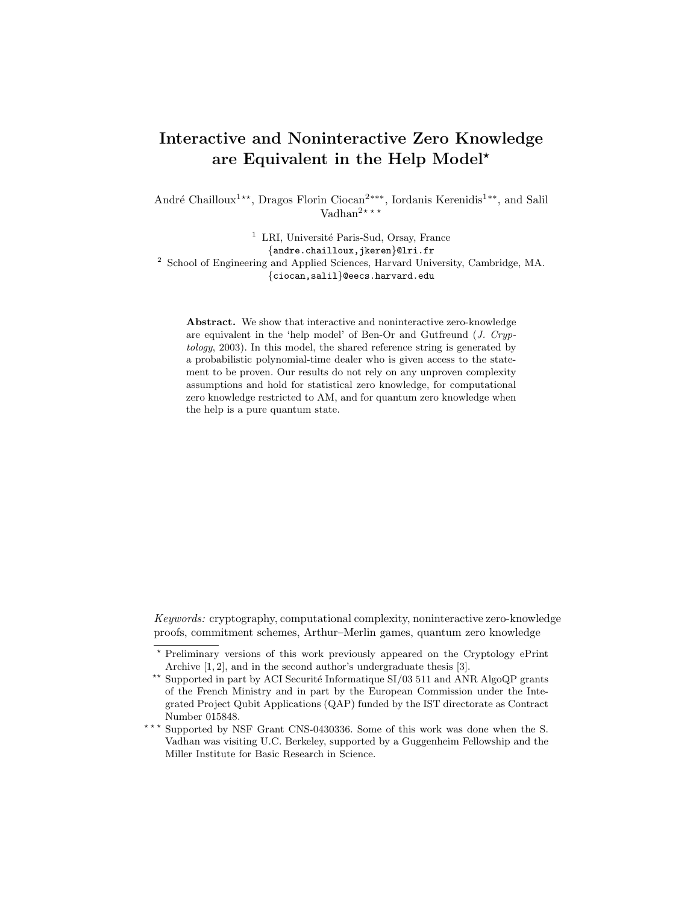# Interactive and Noninteractive Zero Knowledge are Equivalent in the Help Model*

André Chailloux[1**], Dragos Florin Ciocan[2***], Iordanis Kerenidis[1**], and Salil Vadhan[2***]

[1] LRI, Université Paris-Sud, Orsay, France
{andre.chailloux,jkeren}@lri.fr

[2] School of Engineering and Applied Sciences, Harvard University, Cambridge, MA.
{ciocan,salil}@eecs.harvard.edu

**Abstract.** We show that interactive and noninteractive zero-knowledge are equivalent in the 'help model' of Ben-Or and Gutfreund (*J. Cryptology*, 2003). In this model, the shared reference string is generated by a probabilistic polynomial-time dealer who is given access to the statement to be proven. Our results do not rely on any unproven complexity assumptions and hold for statistical zero knowledge, for computational zero knowledge restricted to AM, and for quantum zero knowledge when the help is a pure quantum state.

*Keywords:* cryptography, computational complexity, noninteractive zero-knowledge proofs, commitment schemes, Arthur–Merlin games, quantum zero knowledge

---

\* Preliminary versions of this work previously appeared on the Cryptology ePrint Archive [1, 2], and in the second author's undergraduate thesis [3].

\*\* Supported in part by ACI Securité Informatique SI/03 511 and ANR AlgoQP grants of the French Ministry and in part by the European Commission under the Integrated Project Qubit Applications (QAP) funded by the IST directorate as Contract Number 015848.

\*\*\* Supported by NSF Grant CNS-0430336. Some of this work was done when the S. Vadhan was visiting U.C. Berkeley, supported by a Guggenheim Fellowship and the Miller Institute for Basic Research in Science.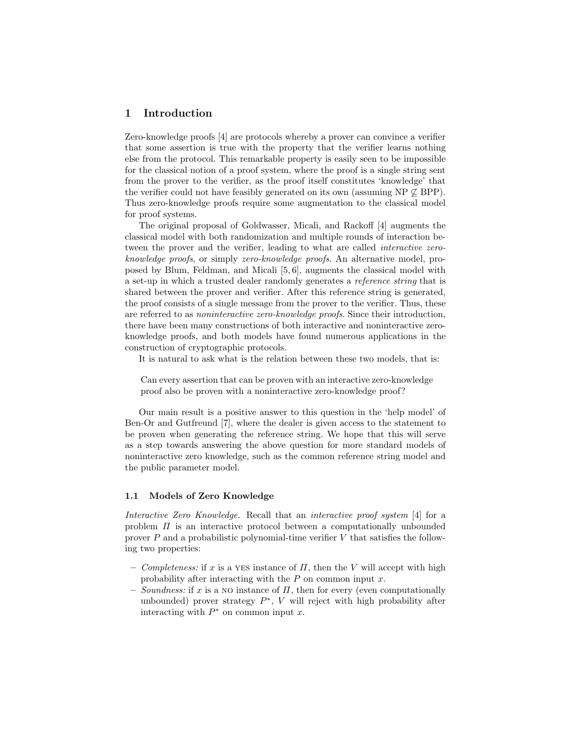## 1 Introduction

Zero-knowledge proofs [4] are protocols whereby a prover can convince a verifier that some assertion is true with the property that the verifier learns nothing else from the protocol. This remarkable property is easily seen to be impossible for the classical notion of a proof system, where the proof is a single string sent from the prover to the verifier, as the proof itself constitutes 'knowledge' that the verifier could not have feasibly generated on its own (assuming $\mathrm{NP} \not\subseteq \mathrm{BPP}$). Thus zero-knowledge proofs require some augmentation to the classical model for proof systems.

The original proposal of Goldwasser, Micali, and Rackoff [4] augments the classical model with both randomization and multiple rounds of interaction between the prover and the verifier, leading to what are called *interactive zero-knowledge proofs*, or simply *zero-knowledge proofs*. An alternative model, proposed by Blum, Feldman, and Micali [5, 6], augments the classical model with a set-up in which a trusted dealer randomly generates a *reference string* that is shared between the prover and verifier. After this reference string is generated, the proof consists of a single message from the prover to the verifier. Thus, these are referred to as *noninteractive zero-knowledge proofs*. Since their introduction, there have been many constructions of both interactive and noninteractive zero-knowledge proofs, and both models have found numerous applications in the construction of cryptographic protocols.

It is natural to ask what is the relation between these two models, that is:

> Can every assertion that can be proven with an interactive zero-knowledge proof also be proven with a noninteractive zero-knowledge proof?

Our main result is a positive answer to this question in the 'help model' of Ben-Or and Gutfreund [7], where the dealer is given access to the statement to be proven when generating the reference string. We hope that this will serve as a step towards answering the above question for more standard models of noninteractive zero knowledge, such as the common reference string model and the public parameter model.

### 1.1 Models of Zero Knowledge

*Interactive Zero Knowledge.* Recall that an *interactive proof system* [4] for a problem $\Pi$ is an interactive protocol between a computationally unbounded prover $P$ and a probabilistic polynomial-time verifier $V$ that satisfies the following two properties:

- *Completeness:* if $x$ is a YES instance of $\Pi$, then the $V$ will accept with high probability after interacting with the $P$ on common input $x$.
- *Soundness:* if $x$ is a NO instance of $\Pi$, then for every (even computationally unbounded) prover strategy $P^*$, $V$ will reject with high probability after interacting with $P^*$ on common input $x$.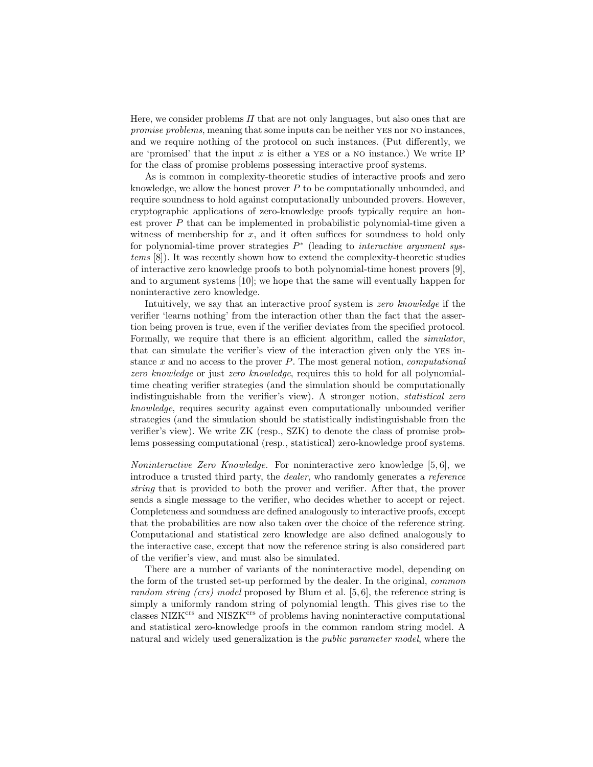Here, we consider problems $\Pi$ that are not only languages, but also ones that are *promise problems*, meaning that some inputs can be neither YES nor NO instances, and we require nothing of the protocol on such instances. (Put differently, we are 'promised' that the input $x$ is either a YES or a NO instance.) We write IP for the class of promise problems possessing interactive proof systems.

As is common in complexity-theoretic studies of interactive proofs and zero knowledge, we allow the honest prover $P$ to be computationally unbounded, and require soundness to hold against computationally unbounded provers. However, cryptographic applications of zero-knowledge proofs typically require an honest prover $P$ that can be implemented in probabilistic polynomial-time given a witness of membership for $x$, and it often suffices for soundness to hold only for polynomial-time prover strategies $P^*$ (leading to *interactive argument systems* [8]). It was recently shown how to extend the complexity-theoretic studies of interactive zero knowledge proofs to both polynomial-time honest provers [9], and to argument systems [10]; we hope that the same will eventually happen for noninteractive zero knowledge.

Intuitively, we say that an interactive proof system is *zero knowledge* if the verifier 'learns nothing' from the interaction other than the fact that the assertion being proven is true, even if the verifier deviates from the specified protocol. Formally, we require that there is an efficient algorithm, called the *simulator*, that can simulate the verifier's view of the interaction given only the YES instance $x$ and no access to the prover $P$. The most general notion, *computational zero knowledge* or just *zero knowledge*, requires this to hold for all polynomial-time cheating verifier strategies (and the simulation should be computationally indistinguishable from the verifier's view). A stronger notion, *statistical zero knowledge*, requires security against even computationally unbounded verifier strategies (and the simulation should be statistically indistinguishable from the verifier's view). We write ZK (resp., SZK) to denote the class of promise problems possessing computational (resp., statistical) zero-knowledge proof systems.

*Noninteractive Zero Knowledge.* For noninteractive zero knowledge [5, 6], we introduce a trusted third party, the *dealer*, who randomly generates a *reference string* that is provided to both the prover and verifier. After that, the prover sends a single message to the verifier, who decides whether to accept or reject. Completeness and soundness are defined analogously to interactive proofs, except that the probabilities are now also taken over the choice of the reference string. Computational and statistical zero knowledge are also defined analogously to the interactive case, except that now the reference string is also considered part of the verifier's view, and must also be simulated.

There are a number of variants of the noninteractive model, depending on the form of the trusted set-up performed by the dealer. In the original, *common random string (crs) model* proposed by Blum et al. [5, 6], the reference string is simply a uniformly random string of polynomial length. This gives rise to the classes $\mathrm{NIZK}^{\mathrm{crs}}$ and $\mathrm{NISZK}^{\mathrm{crs}}$ of problems having noninteractive computational and statistical zero-knowledge proofs in the common random string model. A natural and widely used generalization is the *public parameter model*, where the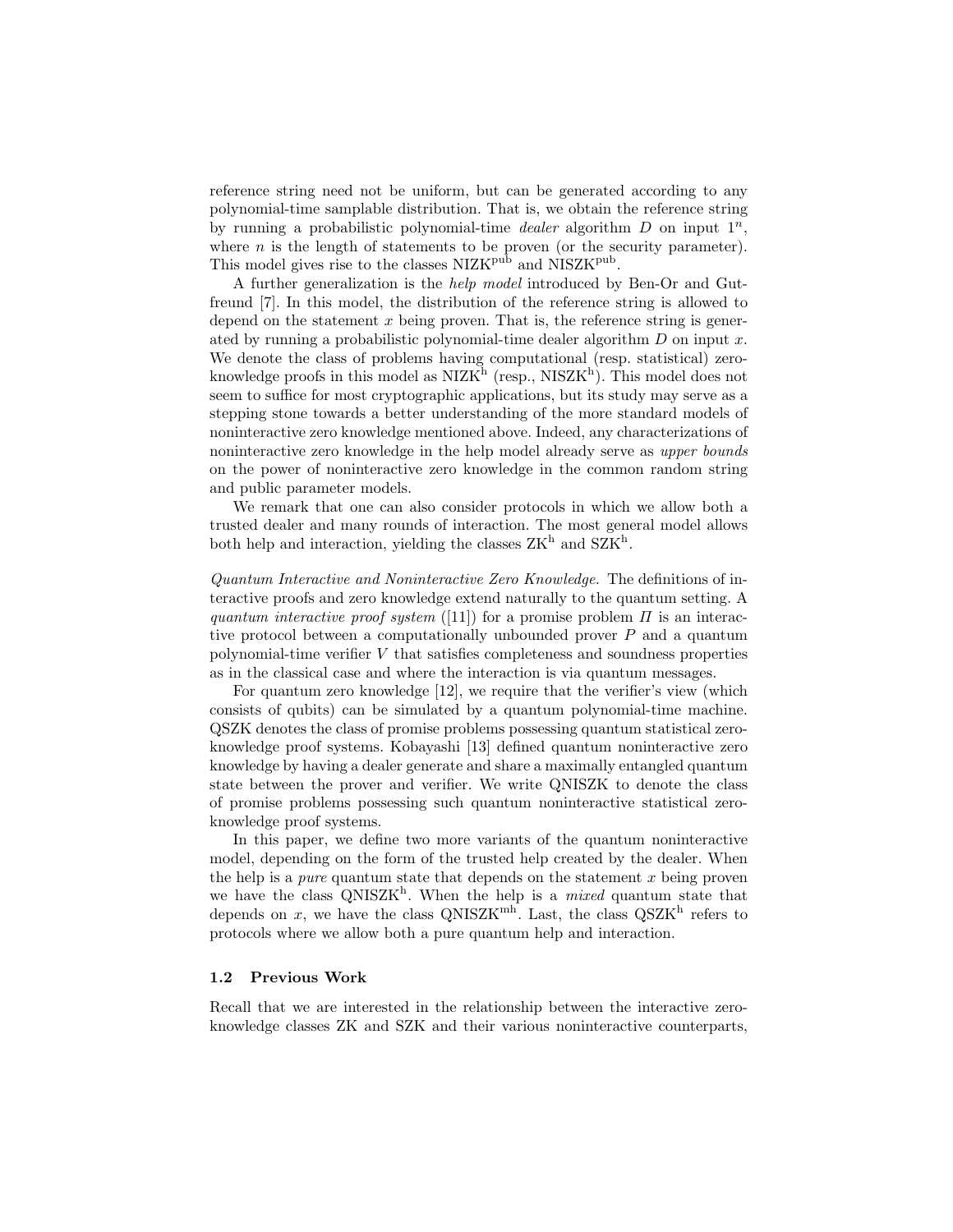reference string need not be uniform, but can be generated according to any polynomial-time samplable distribution. That is, we obtain the reference string by running a probabilistic polynomial-time *dealer* algorithm $D$ on input $1^n$, where $n$ is the length of statements to be proven (or the security parameter). This model gives rise to the classes $\mathrm{NIZK}^{\mathrm{pub}}$ and $\mathrm{NISZK}^{\mathrm{pub}}$.

A further generalization is the *help model* introduced by Ben-Or and Gutfreund [7]. In this model, the distribution of the reference string is allowed to depend on the statement $x$ being proven. That is, the reference string is generated by running a probabilistic polynomial-time dealer algorithm $D$ on input $x$. We denote the class of problems having computational (resp. statistical) zero-knowledge proofs in this model as $\mathrm{NIZK}^{\mathrm{h}}$ (resp., $\mathrm{NISZK}^{\mathrm{h}}$). This model does not seem to suffice for most cryptographic applications, but its study may serve as a stepping stone towards a better understanding of the more standard models of noninteractive zero knowledge mentioned above. Indeed, any characterizations of noninteractive zero knowledge in the help model already serve as *upper bounds* on the power of noninteractive zero knowledge in the common random string and public parameter models.

We remark that one can also consider protocols in which we allow both a trusted dealer and many rounds of interaction. The most general model allows both help and interaction, yielding the classes $\mathrm{ZK}^{\mathrm{h}}$ and $\mathrm{SZK}^{\mathrm{h}}$.

*Quantum Interactive and Noninteractive Zero Knowledge.* The definitions of interactive proofs and zero knowledge extend naturally to the quantum setting. A *quantum interactive proof system* ([11]) for a promise problem $\Pi$ is an interactive protocol between a computationally unbounded prover $P$ and a quantum polynomial-time verifier $V$ that satisfies completeness and soundness properties as in the classical case and where the interaction is via quantum messages.

For quantum zero knowledge [12], we require that the verifier's view (which consists of qubits) can be simulated by a quantum polynomial-time machine. QSZK denotes the class of promise problems possessing quantum statistical zero-knowledge proof systems. Kobayashi [13] defined quantum noninteractive zero knowledge by having a dealer generate and share a maximally entangled quantum state between the prover and verifier. We write QNISZK to denote the class of promise problems possessing such quantum noninteractive statistical zero-knowledge proof systems.

In this paper, we define two more variants of the quantum noninteractive model, depending on the form of the trusted help created by the dealer. When the help is a *pure* quantum state that depends on the statement $x$ being proven we have the class $\mathrm{QNISZK}^{\mathrm{h}}$. When the help is a *mixed* quantum state that depends on $x$, we have the class $\mathrm{QNISZK}^{\mathrm{mh}}$. Last, the class $\mathrm{QSZK}^{\mathrm{h}}$ refers to protocols where we allow both a pure quantum help and interaction.

### 1.2 Previous Work

Recall that we are interested in the relationship between the interactive zero-knowledge classes ZK and SZK and their various noninteractive counterparts,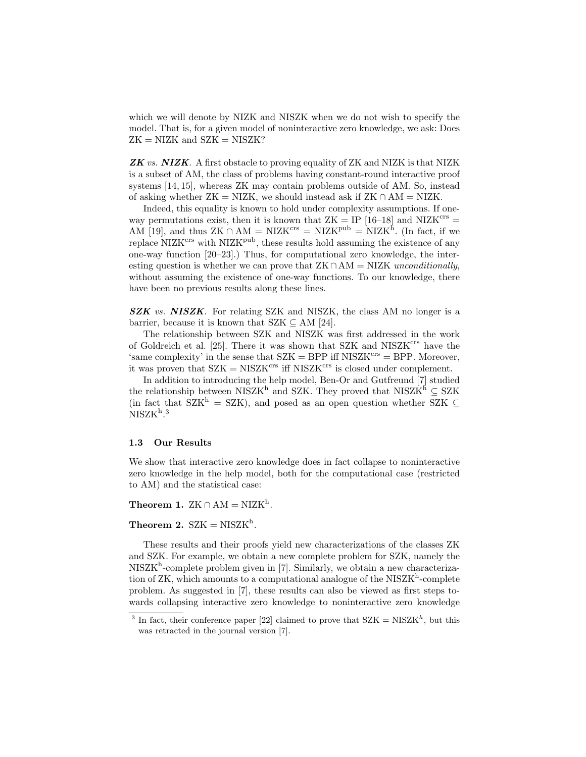which we will denote by NIZK and NISZK when we do not wish to specify the model. That is, for a given model of noninteractive zero knowledge, we ask: Does ZK = NIZK and SZK = NISZK?

***ZK** vs. **NIZK**.* A first obstacle to proving equality of ZK and NIZK is that NIZK is a subset of AM, the class of problems having constant-round interactive proof systems [14, 15], whereas ZK may contain problems outside of AM. So, instead of asking whether ZK = NIZK, we should instead ask if ZK $\cap$ AM = NIZK.

Indeed, this equality is known to hold under complexity assumptions. If one-way permutations exist, then it is known that ZK = IP [16–18] and $\mathrm{NIZK}^{\mathrm{crs}}$ = AM [19], and thus ZK $\cap$ AM = $\mathrm{NIZK}^{\mathrm{crs}}$ = $\mathrm{NIZK}^{\mathrm{pub}}$ = $\mathrm{NIZK}^{\mathrm{h}}$. (In fact, if we replace $\mathrm{NIZK}^{\mathrm{crs}}$ with $\mathrm{NIZK}^{\mathrm{pub}}$, these results hold assuming the existence of any one-way function [20–23].) Thus, for computational zero knowledge, the interesting question is whether we can prove that ZK $\cap$ AM = NIZK *unconditionally*, without assuming the existence of one-way functions. To our knowledge, there have been no previous results along these lines.

***SZK** vs. **NISZK**.* For relating SZK and NISZK, the class AM no longer is a barrier, because it is known that SZK $\subseteq$ AM [24].

The relationship between SZK and NISZK was first addressed in the work of Goldreich et al. [25]. There it was shown that SZK and $\mathrm{NISZK}^{\mathrm{crs}}$ have the 'same complexity' in the sense that SZK = BPP iff $\mathrm{NISZK}^{\mathrm{crs}}$ = BPP. Moreover, it was proven that SZK = $\mathrm{NISZK}^{\mathrm{crs}}$ iff $\mathrm{NISZK}^{\mathrm{crs}}$ is closed under complement.

In addition to introducing the help model, Ben-Or and Gutfreund [7] studied the relationship between $\mathrm{NISZK}^{\mathrm{h}}$ and SZK. They proved that $\mathrm{NISZK}^{\mathrm{h}}$ $\subseteq$ SZK (in fact that $\mathrm{SZK}^{\mathrm{h}}$ = SZK), and posed as an open question whether SZK $\subseteq$ $\mathrm{NISZK}^{\mathrm{h}}$.[3]

### 1.3 Our Results

We show that interactive zero knowledge does in fact collapse to noninteractive zero knowledge in the help model, both for the computational case (restricted to AM) and the statistical case:

**Theorem 1.** ZK $\cap$ AM = $\mathrm{NIZK}^{\mathrm{h}}$.

**Theorem 2.** SZK = $\mathrm{NISZK}^{\mathrm{h}}$.

These results and their proofs yield new characterizations of the classes ZK and SZK. For example, we obtain a new complete problem for SZK, namely the $\mathrm{NISZK}^{\mathrm{h}}$-complete problem given in [7]. Similarly, we obtain a new characterization of ZK, which amounts to a computational analogue of the $\mathrm{NISZK}^{\mathrm{h}}$-complete problem. As suggested in [7], these results can also be viewed as first steps towards collapsing interactive zero knowledge to noninteractive zero knowledge

[3] In fact, their conference paper [22] claimed to prove that SZK = $\mathrm{NISZK}^{h}$, but this was retracted in the journal version [7].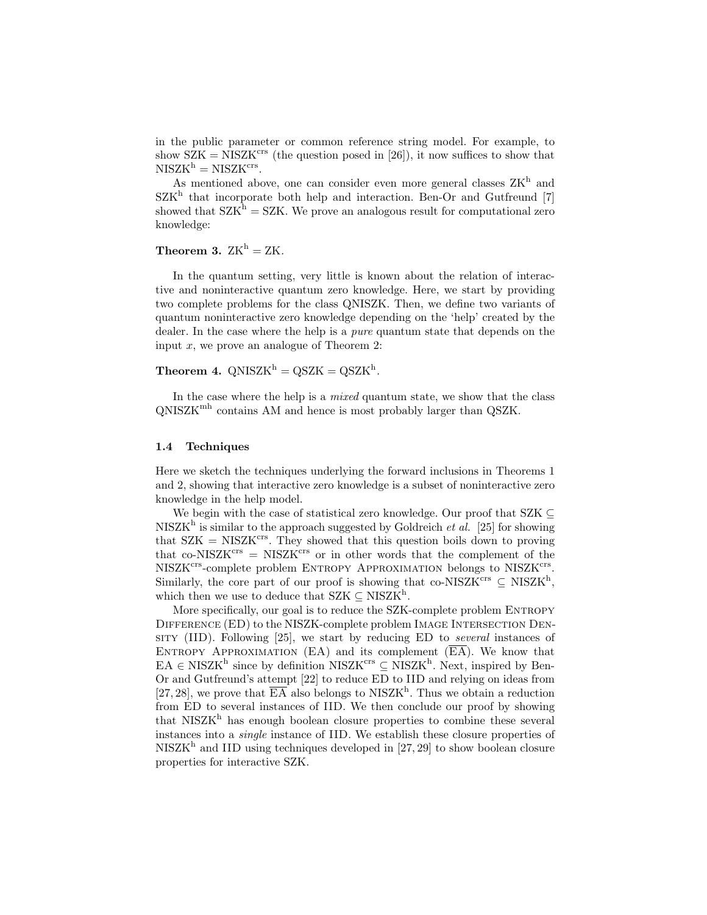in the public parameter or common reference string model. For example, to show $\mathrm{SZK} = \mathrm{NISZK}^{\mathrm{crs}}$ (the question posed in [26]), it now suffices to show that $\mathrm{NISZK}^{\mathrm{h}} = \mathrm{NISZK}^{\mathrm{crs}}$.

As mentioned above, one can consider even more general classes $\mathrm{ZK}^{\mathrm{h}}$ and $\mathrm{SZK}^{\mathrm{h}}$ that incorporate both help and interaction. Ben-Or and Gutfreund [7] showed that $\mathrm{SZK}^{\mathrm{h}} = \mathrm{SZK}$. We prove an analogous result for computational zero knowledge:

**Theorem 3.** $\mathrm{ZK}^{\mathrm{h}} = \mathrm{ZK}$.

In the quantum setting, very little is known about the relation of interactive and noninteractive quantum zero knowledge. Here, we start by providing two complete problems for the class QNISZK. Then, we define two variants of quantum noninteractive zero knowledge depending on the 'help' created by the dealer. In the case where the help is a *pure* quantum state that depends on the input $x$, we prove an analogue of Theorem 2:

**Theorem 4.** $\mathrm{QNISZK}^{\mathrm{h}} = \mathrm{QSZK} = \mathrm{QSZK}^{\mathrm{h}}$.

In the case where the help is a *mixed* quantum state, we show that the class $\mathrm{QNISZK}^{\mathrm{mh}}$ contains AM and hence is most probably larger than QSZK.

### 1.4 Techniques

Here we sketch the techniques underlying the forward inclusions in Theorems 1 and 2, showing that interactive zero knowledge is a subset of noninteractive zero knowledge in the help model.

We begin with the case of statistical zero knowledge. Our proof that $\mathrm{SZK} \subseteq \mathrm{NISZK}^{\mathrm{h}}$ is similar to the approach suggested by Goldreich *et al.* [25] for showing that $\mathrm{SZK} = \mathrm{NISZK}^{\mathrm{crs}}$. They showed that this question boils down to proving that $\text{co-}\mathrm{NISZK}^{\mathrm{crs}} = \mathrm{NISZK}^{\mathrm{crs}}$ or in other words that the complement of the $\mathrm{NISZK}^{\mathrm{crs}}$-complete problem Entropy Approximation belongs to $\mathrm{NISZK}^{\mathrm{crs}}$. Similarly, the core part of our proof is showing that $\text{co-}\mathrm{NISZK}^{\mathrm{crs}} \subseteq \mathrm{NISZK}^{\mathrm{h}}$, which then we use to deduce that $\mathrm{SZK} \subseteq \mathrm{NISZK}^{\mathrm{h}}$.

More specifically, our goal is to reduce the SZK-complete problem Entropy Difference (ED) to the NISZK-complete problem Image Intersection Density (IID). Following [25], we start by reducing ED to *several* instances of Entropy Approximation (EA) and its complement ($\overline{\mathrm{EA}}$). We know that $\mathrm{EA} \in \mathrm{NISZK}^{\mathrm{h}}$ since by definition $\mathrm{NISZK}^{\mathrm{crs}} \subseteq \mathrm{NISZK}^{\mathrm{h}}$. Next, inspired by Ben-Or and Gutfreund's attempt [22] to reduce ED to IID and relying on ideas from [27, 28], we prove that $\overline{\mathrm{EA}}$ also belongs to $\mathrm{NISZK}^{\mathrm{h}}$. Thus we obtain a reduction from ED to several instances of IID. We then conclude our proof by showing that $\mathrm{NISZK}^{\mathrm{h}}$ has enough boolean closure properties to combine these several instances into a *single* instance of IID. We establish these closure properties of $\mathrm{NISZK}^{\mathrm{h}}$ and IID using techniques developed in [27, 29] to show boolean closure properties for interactive SZK.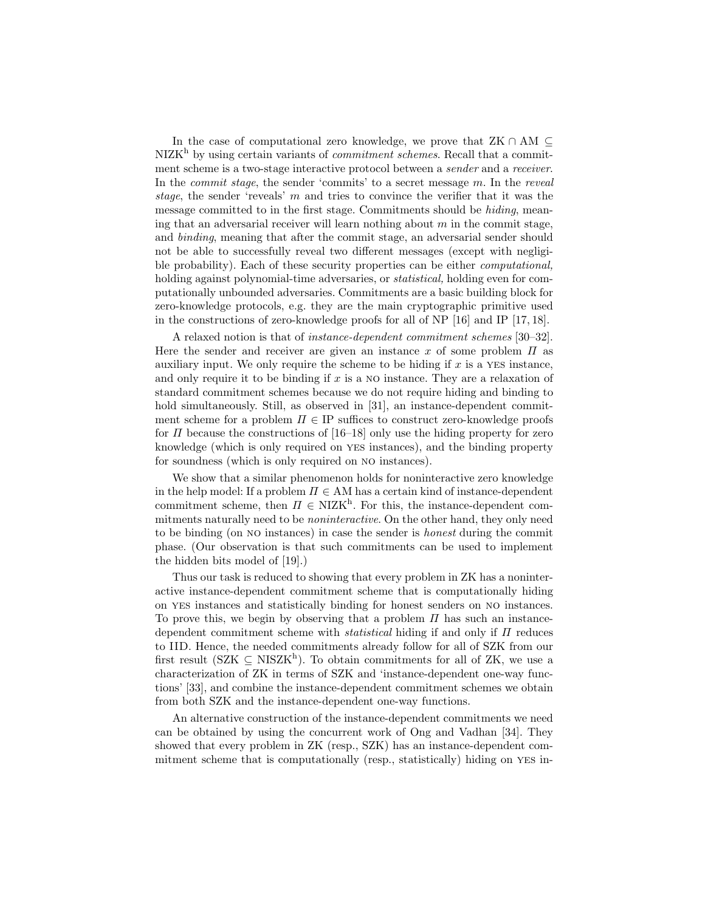In the case of computational zero knowledge, we prove that $\mathrm{ZK} \cap \mathrm{AM} \subseteq \mathrm{NIZK}^{\mathrm{h}}$ by using certain variants of *commitment schemes*. Recall that a commitment scheme is a two-stage interactive protocol between a *sender* and a *receiver*. In the *commit stage*, the sender 'commits' to a secret message $m$. In the *reveal stage*, the sender 'reveals' $m$ and tries to convince the verifier that it was the message committed to in the first stage. Commitments should be *hiding*, meaning that an adversarial receiver will learn nothing about $m$ in the commit stage, and *binding*, meaning that after the commit stage, an adversarial sender should not be able to successfully reveal two different messages (except with negligible probability). Each of these security properties can be either *computational,* holding against polynomial-time adversaries, or *statistical,* holding even for computationally unbounded adversaries. Commitments are a basic building block for zero-knowledge protocols, e.g. they are the main cryptographic primitive used in the constructions of zero-knowledge proofs for all of NP [16] and IP [17, 18].

A relaxed notion is that of *instance-dependent commitment schemes* [30–32]. Here the sender and receiver are given an instance $x$ of some problem $\Pi$ as auxiliary input. We only require the scheme to be hiding if $x$ is a YES instance, and only require it to be binding if $x$ is a NO instance. They are a relaxation of standard commitment schemes because we do not require hiding and binding to hold simultaneously. Still, as observed in [31], an instance-dependent commitment scheme for a problem $\Pi \in \mathrm{IP}$ suffices to construct zero-knowledge proofs for $\Pi$ because the constructions of [16–18] only use the hiding property for zero knowledge (which is only required on YES instances), and the binding property for soundness (which is only required on NO instances).

We show that a similar phenomenon holds for noninteractive zero knowledge in the help model: If a problem $\Pi \in \mathrm{AM}$ has a certain kind of instance-dependent commitment scheme, then $\Pi \in \mathrm{NIZK}^{\mathrm{h}}$. For this, the instance-dependent commitments naturally need to be *noninteractive*. On the other hand, they only need to be binding (on NO instances) in case the sender is *honest* during the commit phase. (Our observation is that such commitments can be used to implement the hidden bits model of [19].)

Thus our task is reduced to showing that every problem in ZK has a noninteractive instance-dependent commitment scheme that is computationally hiding on YES instances and statistically binding for honest senders on NO instances. To prove this, we begin by observing that a problem $\Pi$ has such an instance-dependent commitment scheme with *statistical* hiding if and only if $\Pi$ reduces to IID. Hence, the needed commitments already follow for all of SZK from our first result ($\mathrm{SZK} \subseteq \mathrm{NISZK}^{\mathrm{h}}$). To obtain commitments for all of ZK, we use a characterization of ZK in terms of SZK and 'instance-dependent one-way functions' [33], and combine the instance-dependent commitment schemes we obtain from both SZK and the instance-dependent one-way functions.

An alternative construction of the instance-dependent commitments we need can be obtained by using the concurrent work of Ong and Vadhan [34]. They showed that every problem in ZK (resp., SZK) has an instance-dependent commitment scheme that is computationally (resp., statistically) hiding on YES in-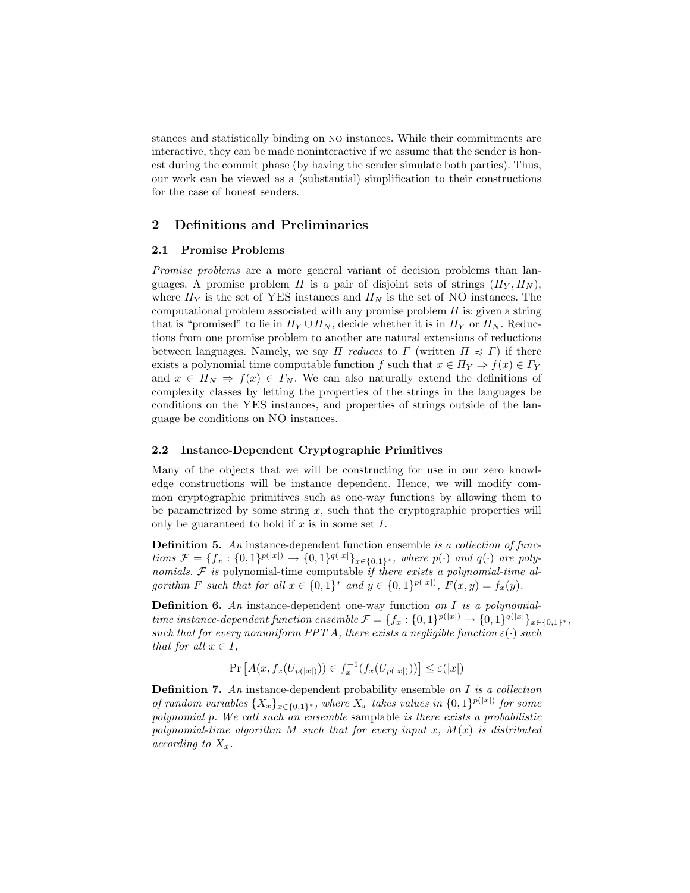stances and statistically binding on NO instances. While their commitments are interactive, they can be made noninteractive if we assume that the sender is honest during the commit phase (by having the sender simulate both parties). Thus, our work can be viewed as a (substantial) simplification to their constructions for the case of honest senders.

## 2 Definitions and Preliminaries

### 2.1 Promise Problems

*Promise problems* are a more general variant of decision problems than languages. A promise problem $\Pi$ is a pair of disjoint sets of strings $(\Pi_Y, \Pi_N)$, where $\Pi_Y$ is the set of YES instances and $\Pi_N$ is the set of NO instances. The computational problem associated with any promise problem $\Pi$ is: given a string that is "promised" to lie in $\Pi_Y \cup \Pi_N$, decide whether it is in $\Pi_Y$ or $\Pi_N$. Reductions from one promise problem to another are natural extensions of reductions between languages. Namely, we say $\Pi$ *reduces* to $\Gamma$ (written $\Pi \preccurlyeq \Gamma$) if there exists a polynomial time computable function $f$ such that $x \in \Pi_Y \Rightarrow f(x) \in \Gamma_Y$ and $x \in \Pi_N \Rightarrow f(x) \in \Gamma_N$. We can also naturally extend the definitions of complexity classes by letting the properties of the strings in the languages be conditions on the YES instances, and properties of strings outside of the language be conditions on NO instances.

### 2.2 Instance-Dependent Cryptographic Primitives

Many of the objects that we will be constructing for use in our zero knowledge constructions will be instance dependent. Hence, we will modify common cryptographic primitives such as one-way functions by allowing them to be parametrized by some string $x$, such that the cryptographic properties will only be guaranteed to hold if $x$ is in some set $I$.

**Definition 5.** *An* instance-dependent function ensemble *is a collection of functions $\mathcal{F} = \{f_x : \{0,1\}^{p(|x|)} \to \{0,1\}^{q(|x|)}\}_{x \in \{0,1\}^*}$, where $p(\cdot)$ and $q(\cdot)$ are polynomials. $\mathcal{F}$ is* polynomial-time computable *if there exists a polynomial-time algorithm $F$ such that for all $x \in \{0,1\}^*$ and $y \in \{0,1\}^{p(|x|)}$, $F(x,y) = f_x(y)$.*

**Definition 6.** *An* instance-dependent one-way function *on $I$ is a polynomial-time instance-dependent function ensemble $\mathcal{F} = \{f_x : \{0,1\}^{p(|x|)} \to \{0,1\}^{q(|x|)}\}_{x \in \{0,1\}^*}$, such that for every nonuniform PPT $A$, there exists a negligible function $\varepsilon(\cdot)$ such that for all $x \in I$,*

$$\Pr\left[A(x, f_x(U_{p(|x|)})) \in f_x^{-1}(f_x(U_{p(|x|)}))\right] \leq \varepsilon(|x|)$$

**Definition 7.** *An* instance-dependent probability ensemble *on $I$ is a collection of random variables $\{X_x\}_{x \in \{0,1\}^*}$, where $X_x$ takes values in $\{0,1\}^{p(|x|)}$ for some polynomial $p$. We call such an ensemble* samplable *is there exists a probabilistic polynomial-time algorithm $M$ such that for every input $x$, $M(x)$ is distributed according to $X_x$.*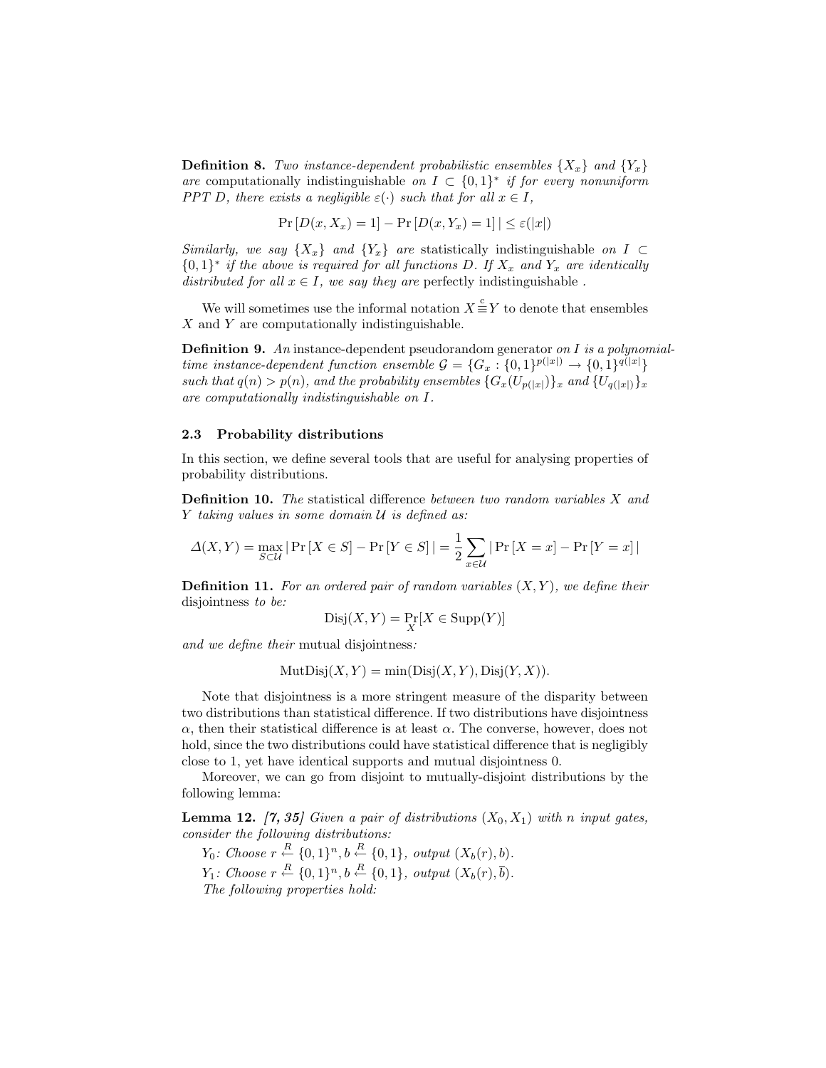**Definition 8.** *Two instance-dependent probabilistic ensembles* $\{X_x\}$ *and* $\{Y_x\}$ *are* computationally indistinguishable *on* $I \subset \{0,1\}^*$ *if for every nonuniform PPT* $D$*, there exists a negligible* $\varepsilon(\cdot)$ *such that for all* $x \in I$*,*

$$\Pr[D(x, X_x) = 1] - \Pr[D(x, Y_x) = 1] \,| \le \varepsilon(|x|)$$

*Similarly, we say* $\{X_x\}$ *and* $\{Y_x\}$ *are* statistically indistinguishable *on* $I \subset \{0,1\}^*$ *if the above is required for all functions* $D$*. If* $X_x$ *and* $Y_x$ *are identically distributed for all* $x \in I$*, we say they are* perfectly indistinguishable .

We will sometimes use the informal notation $X \overset{c}{\equiv} Y$ to denote that ensembles $X$ and $Y$ are computationally indistinguishable.

**Definition 9.** *An* instance-dependent pseudorandom generator *on* $I$ *is a polynomial-time instance-dependent function ensemble* $\mathcal{G} = \{G_x : \{0,1\}^{p(|x|)} \to \{0,1\}^{q(|x|)}\}$ *such that* $q(n) > p(n)$*, and the probability ensembles* $\{G_x(U_{p(|x|)})\}_x$ *and* $\{U_{q(|x|)}\}_x$ *are computationally indistinguishable on* $I$*.*

### 2.3 Probability distributions

In this section, we define several tools that are useful for analysing properties of probability distributions.

**Definition 10.** *The* statistical difference *between two random variables* $X$ *and* $Y$ *taking values in some domain* $\mathcal{U}$ *is defined as:*

$$\Delta(X, Y) = \max_{S \subset \mathcal{U}} |\Pr[X \in S] - \Pr[Y \in S]\,| = \frac{1}{2} \sum_{x \in \mathcal{U}} |\Pr[X = x] - \Pr[Y = x]\,|$$

**Definition 11.** *For an ordered pair of random variables* $(X, Y)$*, we define their* disjointness *to be:*

$$\mathrm{Disj}(X, Y) = \Pr_X[X \in \mathrm{Supp}(Y)]$$

*and we define their* mutual disjointness*:*

$$\mathrm{MutDisj}(X, Y) = \min(\mathrm{Disj}(X, Y), \mathrm{Disj}(Y, X)).$$

Note that disjointness is a more stringent measure of the disparity between two distributions than statistical difference. If two distributions have disjointness $\alpha$, then their statistical difference is at least $\alpha$. The converse, however, does not hold, since the two distributions could have statistical difference that is negligibly close to 1, yet have identical supports and mutual disjointness 0.

Moreover, we can go from disjoint to mutually-disjoint distributions by the following lemma:

**Lemma 12.** *[7, 35] Given a pair of distributions* $(X_0, X_1)$ *with* $n$ *input gates, consider the following distributions:*

$Y_0$*: Choose* $r \overset{R}{\leftarrow} \{0,1\}^n, b \overset{R}{\leftarrow} \{0,1\}$*, output* $(X_b(r), b)$*.*

$Y_1$*: Choose* $r \overset{R}{\leftarrow} \{0,1\}^n, b \overset{R}{\leftarrow} \{0,1\}$*, output* $(X_b(r), \overline{b})$*.*

*The following properties hold:*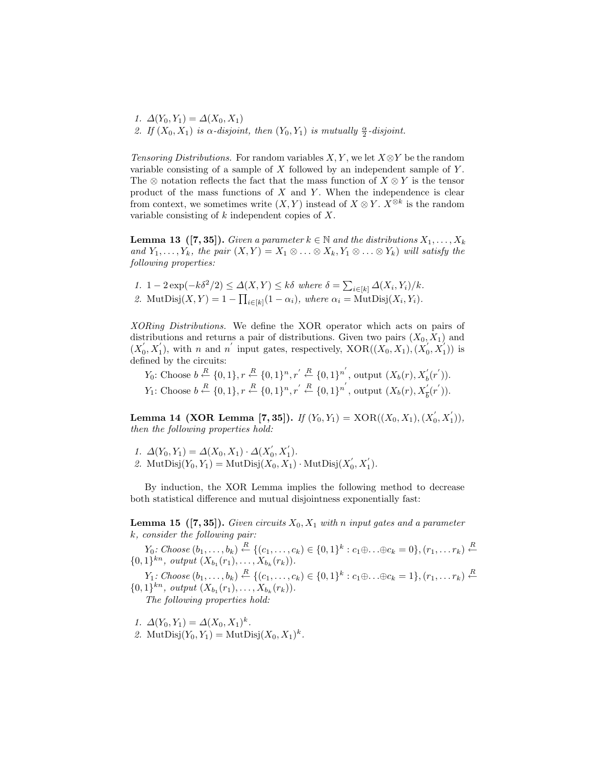1. $\Delta(Y_0, Y_1) = \Delta(X_0, X_1)$
2. If $(X_0, X_1)$ is $\alpha$-disjoint, then $(Y_0, Y_1)$ is mutually $\frac{\alpha}{2}$-disjoint.

*Tensoring Distributions.* For random variables $X, Y$, we let $X \otimes Y$ be the random variable consisting of a sample of $X$ followed by an independent sample of $Y$. The $\otimes$ notation reflects the fact that the mass function of $X \otimes Y$ is the tensor product of the mass functions of $X$ and $Y$. When the independence is clear from context, we sometimes write $(X, Y)$ instead of $X \otimes Y$. $X^{\otimes k}$ is the random variable consisting of $k$ independent copies of $X$.

**Lemma 13 ([7, 35]).** *Given a parameter $k \in \mathbb{N}$ and the distributions $X_1, \ldots, X_k$ and $Y_1, \ldots, Y_k$, the pair $(X, Y) = X_1 \otimes \ldots \otimes X_k, Y_1 \otimes \ldots \otimes Y_k)$ will satisfy the following properties:*

1. $1 - 2\exp(-k\delta^2/2) \leq \Delta(X, Y) \leq k\delta$ *where* $\delta = \sum_{i \in [k]} \Delta(X_i, Y_i)/k$.
2. $\mathrm{MutDisj}(X, Y) = 1 - \prod_{i \in [k]}(1 - \alpha_i)$, *where* $\alpha_i = \mathrm{MutDisj}(X_i, Y_i)$.

*XORing Distributions.* We define the XOR operator which acts on pairs of distributions and returns a pair of distributions. Given two pairs $(X_0, X_1)$ and $(X_0^{'}, X_1^{'})$, with $n$ and $n^{'}$ input gates, respectively, $\mathrm{XOR}((X_0, X_1), (X_0^{'}, X_1^{'}))$ is defined by the circuits:

$Y_0$: Choose $b \xleftarrow{R} \{0,1\}, r \xleftarrow{R} \{0,1\}^n, r^{'} \xleftarrow{R} \{0,1\}^{n^{'}}$, output $(X_b(r), X_b^{'}(r^{'}))$.

$Y_1$: Choose $b \xleftarrow{R} \{0,1\}, r \xleftarrow{R} \{0,1\}^n, r^{'} \xleftarrow{R} \{0,1\}^{n^{'}}$, output $(X_b(r), X_{\overline{b}}^{'}(r^{'}))$.

**Lemma 14 (XOR Lemma [7, 35]).** *If $(Y_0, Y_1) = \mathrm{XOR}((X_0, X_1), (X_0^{'}, X_1^{'}))$, then the following properties hold:*

1. $\Delta(Y_0, Y_1) = \Delta(X_0, X_1) \cdot \Delta(X_0^{'}, X_1^{'})$.
2. $\mathrm{MutDisj}(Y_0, Y_1) = \mathrm{MutDisj}(X_0, X_1) \cdot \mathrm{MutDisj}(X_0^{'}, X_1^{'})$.

By induction, the XOR Lemma implies the following method to decrease both statistical difference and mutual disjointness exponentially fast:

**Lemma 15 ([7, 35]).** *Given circuits $X_0, X_1$ with $n$ input gates and a parameter $k$, consider the following pair:*

*$Y_0$: Choose $(b_1, \ldots, b_k) \xleftarrow{R} \{(c_1, \ldots, c_k) \in \{0,1\}^k : c_1 \oplus \ldots \oplus c_k = 0\}, (r_1, \ldots r_k) \xleftarrow{R} \{0,1\}^{kn}$, output $(X_{b_1}(r_1), \ldots, X_{b_k}(r_k))$.*

*$Y_1$: Choose $(b_1, \ldots, b_k) \xleftarrow{R} \{(c_1, \ldots, c_k) \in \{0,1\}^k : c_1 \oplus \ldots \oplus c_k = 1\}, (r_1, \ldots r_k) \xleftarrow{R} \{0,1\}^{kn}$, output $(X_{b_1}(r_1), \ldots, X_{b_k}(r_k))$.*

*The following properties hold:*

1. $\Delta(Y_0, Y_1) = \Delta(X_0, X_1)^k$.
2. $\mathrm{MutDisj}(Y_0, Y_1) = \mathrm{MutDisj}(X_0, X_1)^k$.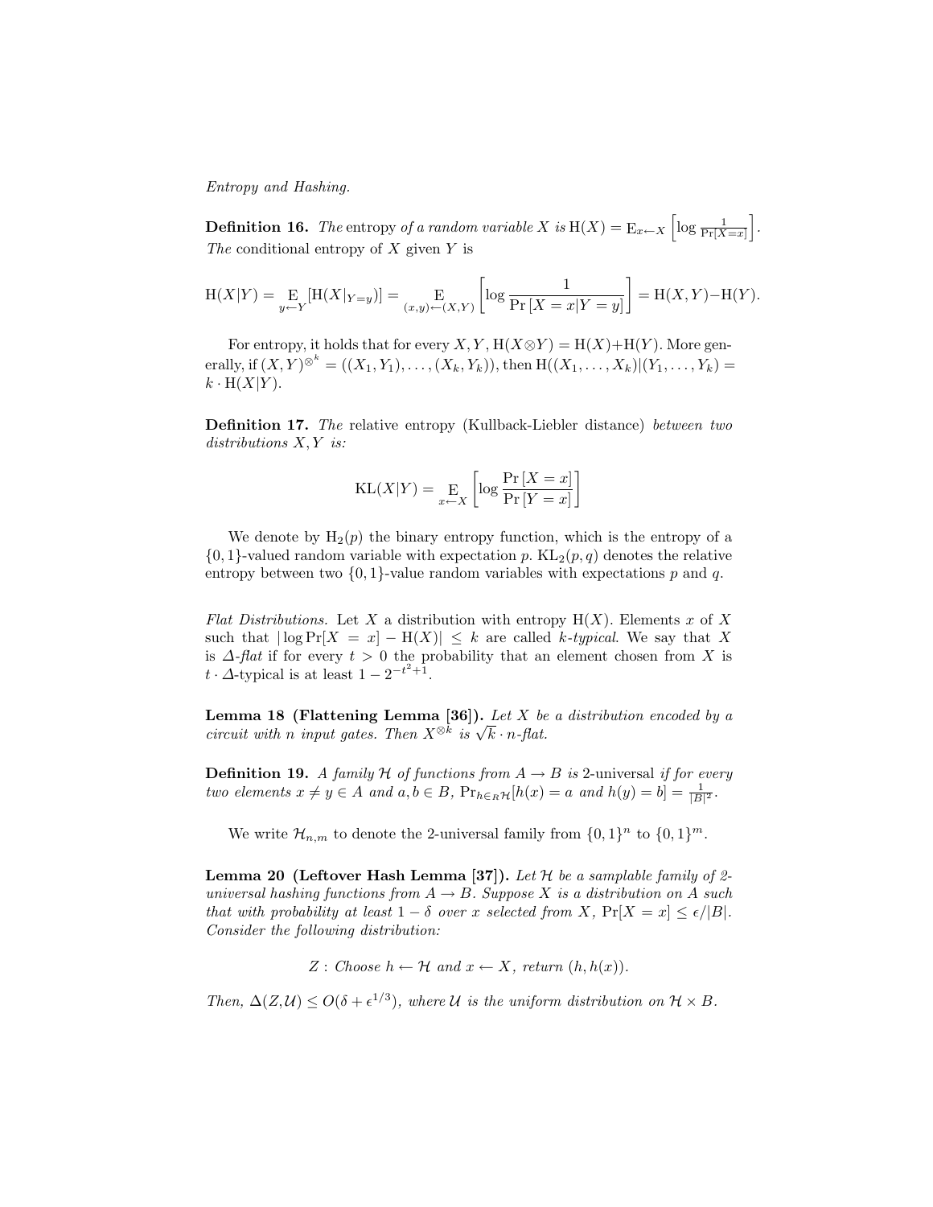*Entropy and Hashing.*

**Definition 16.** *The* entropy *of a random variable $X$ is* $\mathrm{H}(X) = \mathrm{E}_{x \leftarrow X}\left[\log \frac{1}{\Pr[X=x]}\right]$. *The* conditional entropy *of $X$ given $Y$ is*

$$\mathrm{H}(X|Y) = \mathop{\mathrm{E}}_{y \leftarrow Y}[\mathrm{H}(X|_{Y=y})] = \mathop{\mathrm{E}}_{(x,y) \leftarrow (X,Y)}\left[\log \frac{1}{\Pr\left[X=x|Y=y\right]}\right] = \mathrm{H}(X,Y) - \mathrm{H}(Y).$$

For entropy, it holds that for every $X, Y$, $\mathrm{H}(X \otimes Y) = \mathrm{H}(X) + \mathrm{H}(Y)$. More generally, if $(X,Y)^{\otimes^k} = ((X_1,Y_1),\ldots,(X_k,Y_k))$, then $\mathrm{H}((X_1,\ldots,X_k)|(Y_1,\ldots,Y_k)) = k \cdot \mathrm{H}(X|Y)$.

**Definition 17.** *The* relative entropy (Kullback-Liebler distance) *between two distributions $X, Y$ is:*

$$\mathrm{KL}(X|Y) = \mathop{\mathrm{E}}_{x \leftarrow X}\left[\log \frac{\Pr\left[X=x\right]}{\Pr\left[Y=x\right]}\right]$$

We denote by $\mathrm{H}_2(p)$ the binary entropy function, which is the entropy of a $\{0,1\}$-valued random variable with expectation $p$. $\mathrm{KL}_2(p,q)$ denotes the relative entropy between two $\{0,1\}$-value random variables with expectations $p$ and $q$.

*Flat Distributions.* Let $X$ a distribution with entropy $\mathrm{H}(X)$. Elements $x$ of $X$ such that $|\log \Pr[X=x] - \mathrm{H}(X)| \leq k$ are called *$k$-typical*. We say that $X$ is *$\Delta$-flat* if for every $t > 0$ the probability that an element chosen from $X$ is $t \cdot \Delta$-typical is at least $1 - 2^{-t^2+1}$.

**Lemma 18 (Flattening Lemma [36]).** *Let $X$ be a distribution encoded by a circuit with $n$ input gates. Then $X^{\otimes k}$ is $\sqrt{k} \cdot n$-flat.*

**Definition 19.** *A family $\mathcal{H}$ of functions from $A \to B$ is* 2-universal *if for every two elements $x \neq y \in A$ and $a, b \in B$, $\Pr_{h \in_R \mathcal{H}}[h(x) = a \text{ and } h(y) = b] = \frac{1}{|B|^2}$.*

We write $\mathcal{H}_{n,m}$ to denote the 2-universal family from $\{0,1\}^n$ to $\{0,1\}^m$.

**Lemma 20 (Leftover Hash Lemma [37]).** *Let $\mathcal{H}$ be a samplable family of 2-universal hashing functions from $A \to B$. Suppose $X$ is a distribution on $A$ such that with probability at least $1 - \delta$ over $x$ selected from $X$, $\Pr[X = x] \leq \epsilon/|B|$. Consider the following distribution:*

$$Z : \textit{Choose } h \leftarrow \mathcal{H} \textit{ and } x \leftarrow X, \textit{ return } (h, h(x)).$$

*Then, $\Delta(Z, \mathcal{U}) \leq O(\delta + \epsilon^{1/3})$, where $\mathcal{U}$ is the uniform distribution on $\mathcal{H} \times B$.*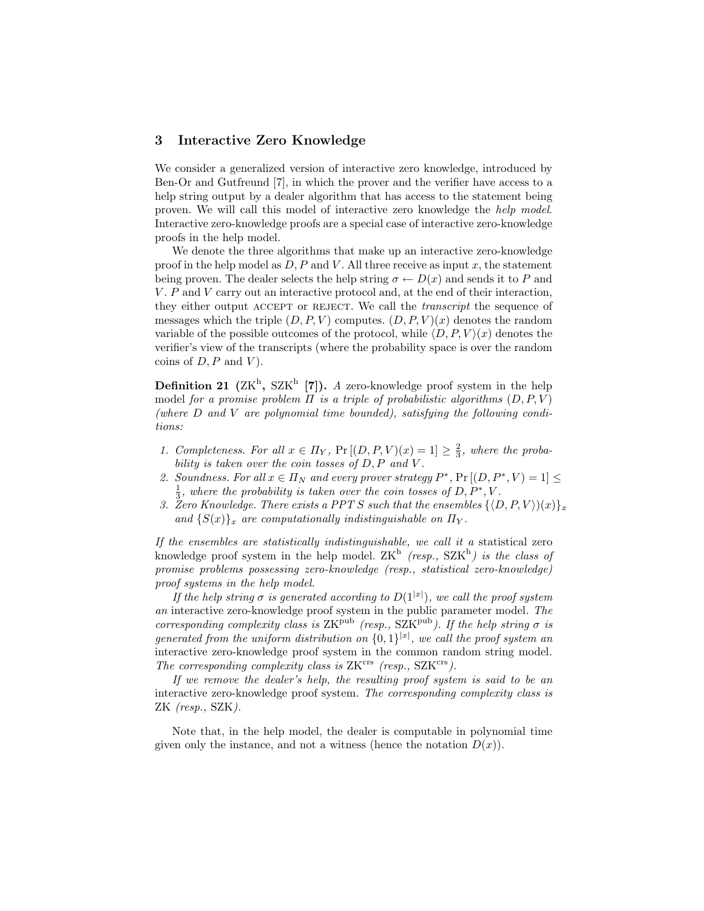## 3 Interactive Zero Knowledge

We consider a generalized version of interactive zero knowledge, introduced by Ben-Or and Gutfreund [7], in which the prover and the verifier have access to a help string output by a dealer algorithm that has access to the statement being proven. We will call this model of interactive zero knowledge the *help model*. Interactive zero-knowledge proofs are a special case of interactive zero-knowledge proofs in the help model.

We denote the three algorithms that make up an interactive zero-knowledge proof in the help model as $D, P$ and $V$. All three receive as input $x$, the statement being proven. The dealer selects the help string $\sigma \leftarrow D(x)$ and sends it to $P$ and $V$. $P$ and $V$ carry out an interactive protocol and, at the end of their interaction, they either output ACCEPT or REJECT. We call the *transcript* the sequence of messages which the triple $(D, P, V)$ computes. $(D, P, V)(x)$ denotes the random variable of the possible outcomes of the protocol, while $\langle D, P, V \rangle(x)$ denotes the verifier's view of the transcripts (where the probability space is over the random coins of $D, P$ and $V$).

**Definition 21 ($\mathrm{ZK}^{\mathrm{h}}$, $\mathrm{SZK}^{\mathrm{h}}$ [7]).** *A* zero-knowledge proof system in the help model *for a promise problem $\Pi$ is a triple of probabilistic algorithms $(D, P, V)$ (where $D$ and $V$ are polynomial time bounded), satisfying the following conditions:*

1. *Completeness. For all $x \in \Pi_Y$, $\Pr[(D, P, V)(x) = 1] \geq \frac{2}{3}$, where the probability is taken over the coin tosses of $D, P$ and $V$.*
2. *Soundness. For all $x \in \Pi_N$ and every prover strategy $P^*$, $\Pr[(D, P^*, V) = 1] \leq \frac{1}{3}$, where the probability is taken over the coin tosses of $D, P^*, V$.*
3. *Zero Knowledge. There exists a PPT $S$ such that the ensembles $\{\langle D, P, V \rangle)(x)\}_x$ and $\{S(x)\}_x$ are computationally indistinguishable on $\Pi_Y$.*

*If the ensembles are statistically indistinguishable, we call it a* statistical zero knowledge proof system in the help model. $\mathrm{ZK}^{\mathrm{h}}$ *(resp., $\mathrm{SZK}^{\mathrm{h}}$) is the class of promise problems possessing zero-knowledge (resp., statistical zero-knowledge) proof systems in the help model.*

*If the help string $\sigma$ is generated according to $D(1^{|x|})$, we call the proof system an* interactive zero-knowledge proof system in the public parameter model. *The corresponding complexity class is $\mathrm{ZK}^{\mathrm{pub}}$ (resp., $\mathrm{SZK}^{\mathrm{pub}}$). If the help string $\sigma$ is generated from the uniform distribution on $\{0,1\}^{|x|}$, we call the proof system an* interactive zero-knowledge proof system in the common random string model. *The corresponding complexity class is $\mathrm{ZK}^{\mathrm{crs}}$ (resp., $\mathrm{SZK}^{\mathrm{crs}}$).*

*If we remove the dealer's help, the resulting proof system is said to be an* interactive zero-knowledge proof system. *The corresponding complexity class is* ZK *(resp.,* SZK*).*

Note that, in the help model, the dealer is computable in polynomial time given only the instance, and not a witness (hence the notation $D(x)$).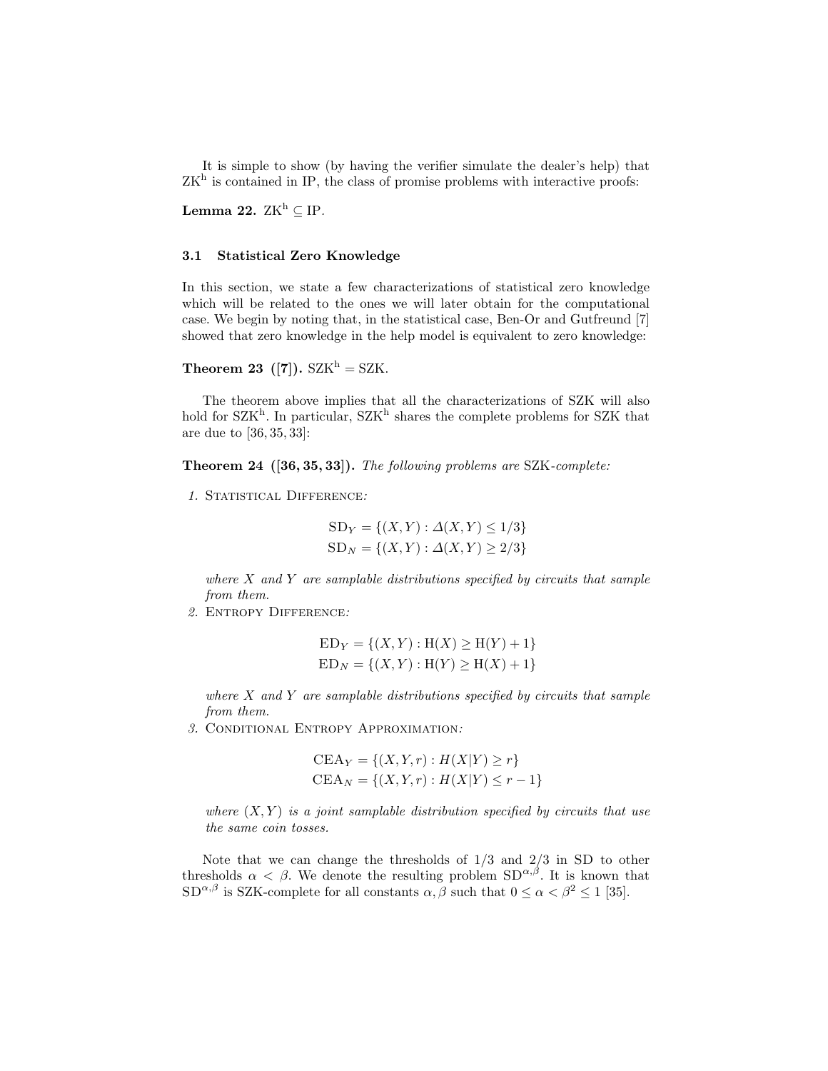It is simple to show (by having the verifier simulate the dealer's help) that $\mathrm{ZK}^{\mathrm{h}}$ is contained in IP, the class of promise problems with interactive proofs:

**Lemma 22.** $\mathrm{ZK}^{\mathrm{h}} \subseteq \mathrm{IP}$.

### 3.1 Statistical Zero Knowledge

In this section, we state a few characterizations of statistical zero knowledge which will be related to the ones we will later obtain for the computational case. We begin by noting that, in the statistical case, Ben-Or and Gutfreund [7] showed that zero knowledge in the help model is equivalent to zero knowledge:

**Theorem 23 ([7]).** $\mathrm{SZK}^{\mathrm{h}} = \mathrm{SZK}$.

The theorem above implies that all the characterizations of SZK will also hold for $\mathrm{SZK}^{\mathrm{h}}$. In particular, $\mathrm{SZK}^{\mathrm{h}}$ shares the complete problems for SZK that are due to [36, 35, 33]:

**Theorem 24 ([36, 35, 33]).** *The following problems are* SZK*-complete:*

1. Statistical Difference*:*

$$\mathrm{SD}_Y = \{(X, Y) : \Delta(X, Y) \leq 1/3\}$$
$$\mathrm{SD}_N = \{(X, Y) : \Delta(X, Y) \geq 2/3\}$$

*where $X$ and $Y$ are samplable distributions specified by circuits that sample from them.*

2. Entropy Difference*:*

$$\mathrm{ED}_Y = \{(X, Y) : \mathrm{H}(X) \geq \mathrm{H}(Y) + 1\}$$
$$\mathrm{ED}_N = \{(X, Y) : \mathrm{H}(Y) \geq \mathrm{H}(X) + 1\}$$

*where $X$ and $Y$ are samplable distributions specified by circuits that sample from them.*

3. Conditional Entropy Approximation*:*

$$\mathrm{CEA}_Y = \{(X, Y, r) : H(X|Y) \geq r\}$$
$$\mathrm{CEA}_N = \{(X, Y, r) : H(X|Y) \leq r - 1\}$$

*where $(X, Y)$ is a joint samplable distribution specified by circuits that use the same coin tosses.*

Note that we can change the thresholds of 1/3 and 2/3 in SD to other thresholds $\alpha < \beta$. We denote the resulting problem $\mathrm{SD}^{\alpha,\beta}$. It is known that $\mathrm{SD}^{\alpha,\beta}$ is SZK-complete for all constants $\alpha, \beta$ such that $0 \leq \alpha < \beta^2 \leq 1$ [35].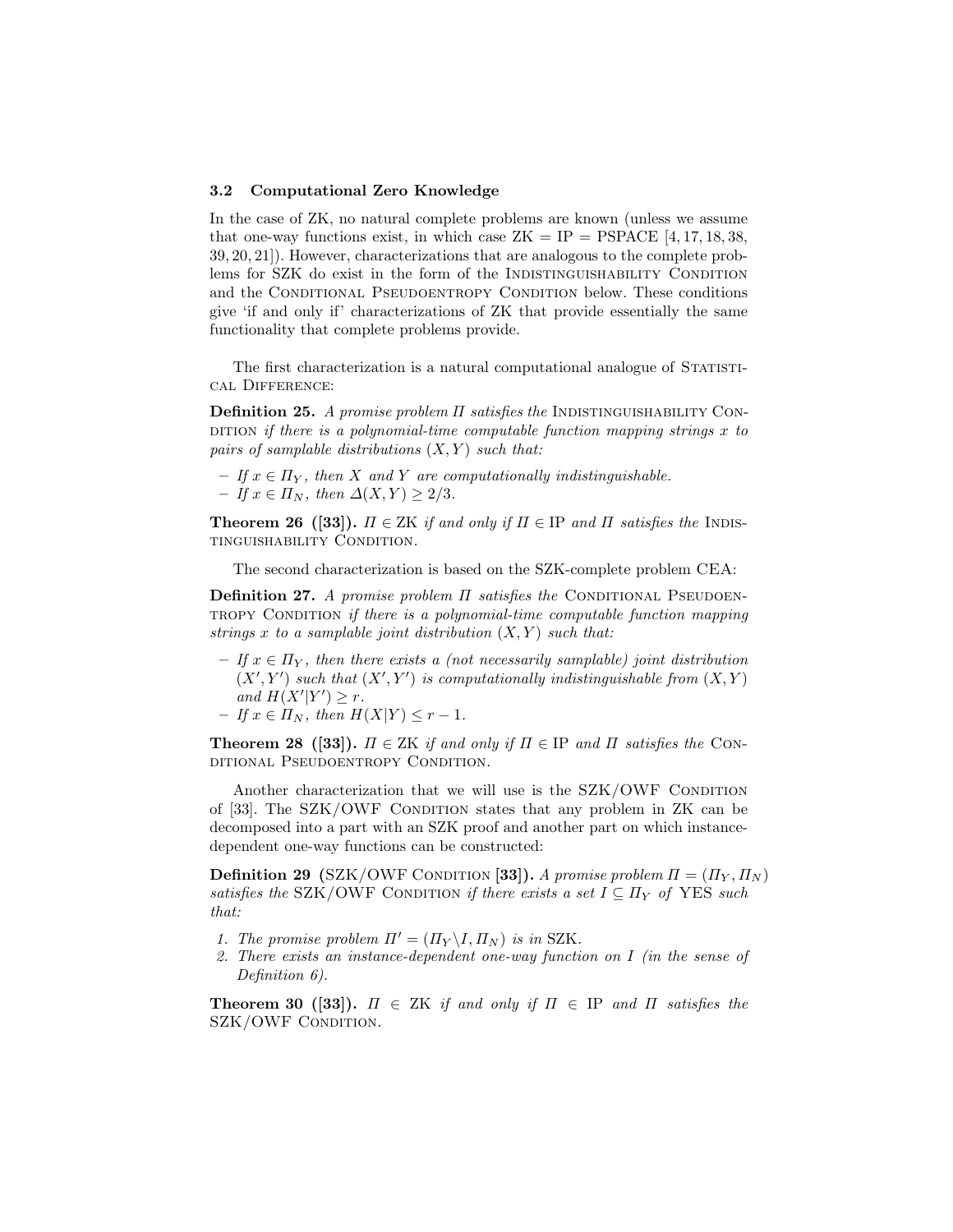### 3.2 Computational Zero Knowledge

In the case of ZK, no natural complete problems are known (unless we assume that one-way functions exist, in which case ZK = IP = PSPACE [4, 17, 18, 38, 39, 20, 21]). However, characterizations that are analogous to the complete problems for SZK do exist in the form of the Indistinguishability Condition and the Conditional Pseudoentropy Condition below. These conditions give 'if and only if' characterizations of ZK that provide essentially the same functionality that complete problems provide.

The first characterization is a natural computational analogue of Statistical Difference:

**Definition 25.** *A promise problem $\Pi$ satisfies the* Indistinguishability Condition *if there is a polynomial-time computable function mapping strings $x$ to pairs of samplable distributions $(X, Y)$ such that:*

- *If $x \in \Pi_Y$, then $X$ and $Y$ are computationally indistinguishable.*
- *If $x \in \Pi_N$, then $\Delta(X, Y) \geq 2/3$.*

**Theorem 26 ([33]).** *$\Pi \in$ ZK if and only if $\Pi \in$ IP and $\Pi$ satisfies the* Indistinguishability Condition.

The second characterization is based on the SZK-complete problem CEA:

**Definition 27.** *A promise problem $\Pi$ satisfies the* Conditional Pseudoentropy Condition *if there is a polynomial-time computable function mapping strings $x$ to a samplable joint distribution $(X, Y)$ such that:*

- *If $x \in \Pi_Y$, then there exists a (not necessarily samplable) joint distribution $(X', Y')$ such that $(X', Y')$ is computationally indistinguishable from $(X, Y)$ and $H(X'|Y') \geq r$.*
- *If $x \in \Pi_N$, then $H(X|Y) \leq r - 1$.*

**Theorem 28 ([33]).** *$\Pi \in$ ZK if and only if $\Pi \in$ IP and $\Pi$ satisfies the* Conditional Pseudoentropy Condition.

Another characterization that we will use is the SZK/OWF Condition of [33]. The SZK/OWF Condition states that any problem in ZK can be decomposed into a part with an SZK proof and another part on which instance-dependent one-way functions can be constructed:

**Definition 29** (SZK/OWF Condition **[33]**)**.** *A promise problem $\Pi = (\Pi_Y, \Pi_N)$ satisfies the* SZK/OWF Condition *if there exists a set $I \subseteq \Pi_Y$ of* YES *such that:*

1. *The promise problem $\Pi' = (\Pi_Y \backslash I, \Pi_N)$ is in* SZK.
2. *There exists an instance-dependent one-way function on $I$ (in the sense of Definition 6).*

**Theorem 30 ([33]).** *$\Pi \in$ ZK if and only if $\Pi \in$ IP and $\Pi$ satisfies the* SZK/OWF Condition.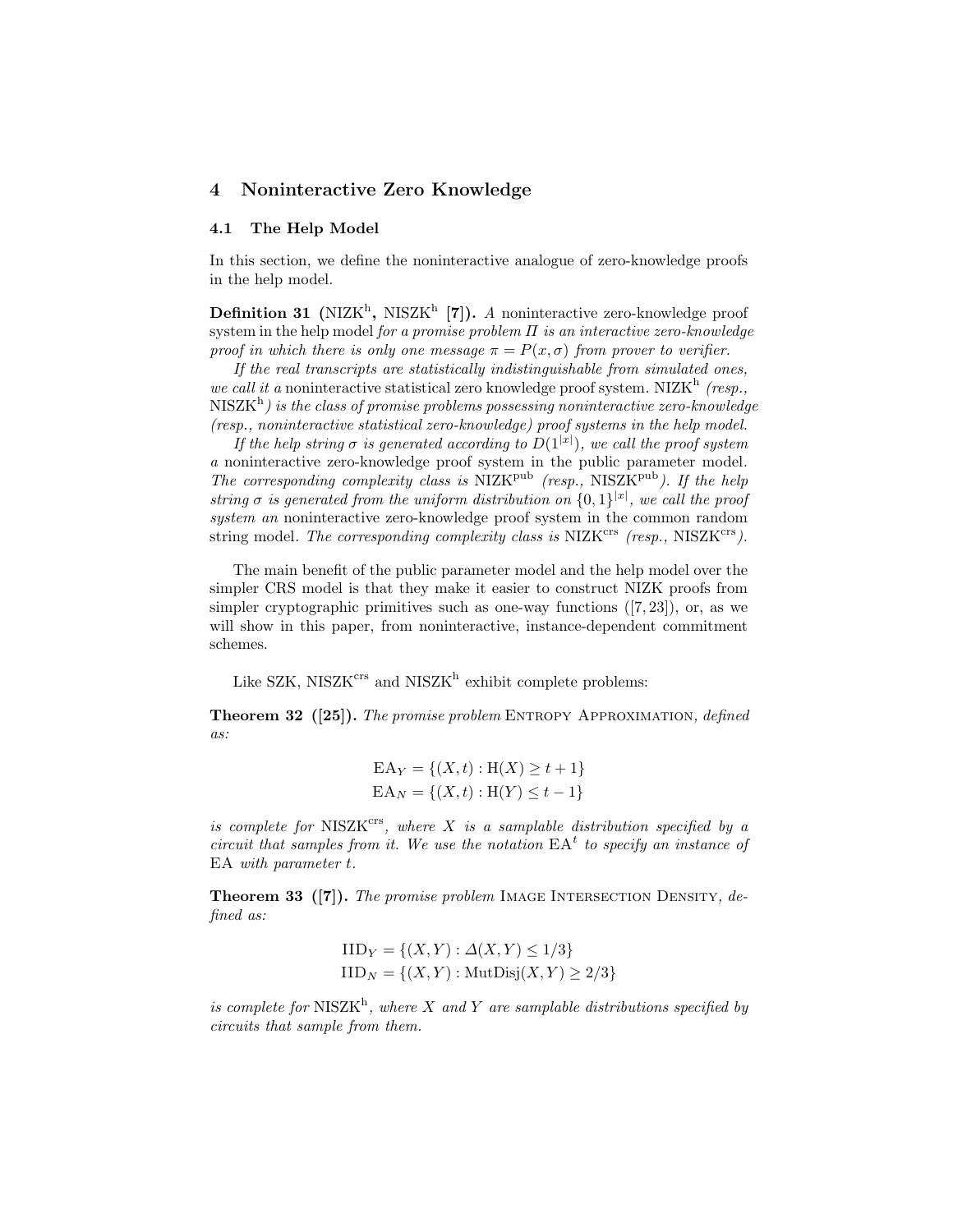## 4 Noninteractive Zero Knowledge

### 4.1 The Help Model

In this section, we define the noninteractive analogue of zero-knowledge proofs in the help model.

**Definition 31 ($\mathrm{NIZK}^{\mathrm{h}}$, $\mathrm{NISZK}^{\mathrm{h}}$ [7]).** *A* noninteractive zero-knowledge proof system in the help model *for a promise problem $\Pi$ is an interactive zero-knowledge proof in which there is only one message $\pi = P(x, \sigma)$ from prover to verifier.*

*If the real transcripts are statistically indistinguishable from simulated ones, we call it a* noninteractive statistical zero knowledge proof system. $\mathrm{NIZK}^{\mathrm{h}}$ *(resp., $\mathrm{NISZK}^{\mathrm{h}}$) is the class of promise problems possessing noninteractive zero-knowledge (resp., noninteractive statistical zero-knowledge) proof systems in the help model.*

*If the help string $\sigma$ is generated according to $D(1^{|x|})$, we call the proof system a* noninteractive zero-knowledge proof system in the public parameter model. *The corresponding complexity class is $\mathrm{NIZK}^{\mathrm{pub}}$ (resp., $\mathrm{NISZK}^{\mathrm{pub}}$). If the help string $\sigma$ is generated from the uniform distribution on $\{0,1\}^{|x|}$, we call the proof system an* noninteractive zero-knowledge proof system in the common random string model. *The corresponding complexity class is $\mathrm{NIZK}^{\mathrm{crs}}$ (resp., $\mathrm{NISZK}^{\mathrm{crs}}$).*

The main benefit of the public parameter model and the help model over the simpler CRS model is that they make it easier to construct NIZK proofs from simpler cryptographic primitives such as one-way functions ([7, 23]), or, as we will show in this paper, from noninteractive, instance-dependent commitment schemes.

Like SZK, $\mathrm{NISZK}^{\mathrm{crs}}$ and $\mathrm{NISZK}^{\mathrm{h}}$ exhibit complete problems:

**Theorem 32 ([25]).** *The promise problem* Entropy Approximation, *defined as:*

$$\mathrm{EA}_Y = \{(X,t) : \mathrm{H}(X) \geq t+1\}$$
$$\mathrm{EA}_N = \{(X,t) : \mathrm{H}(Y) \leq t-1\}$$

*is complete for $\mathrm{NISZK}^{\mathrm{crs}}$, where $X$ is a samplable distribution specified by a circuit that samples from it. We use the notation $\mathrm{EA}^t$ to specify an instance of* EA *with parameter $t$.*

**Theorem 33 ([7]).** *The promise problem* Image Intersection Density, *defined as:*

$$\mathrm{IID}_Y = \{(X,Y) : \Delta(X,Y) \leq 1/3\}$$
$$\mathrm{IID}_N = \{(X,Y) : \mathrm{MutDisj}(X,Y) \geq 2/3\}$$

*is complete for $\mathrm{NISZK}^{\mathrm{h}}$, where $X$ and $Y$ are samplable distributions specified by circuits that sample from them.*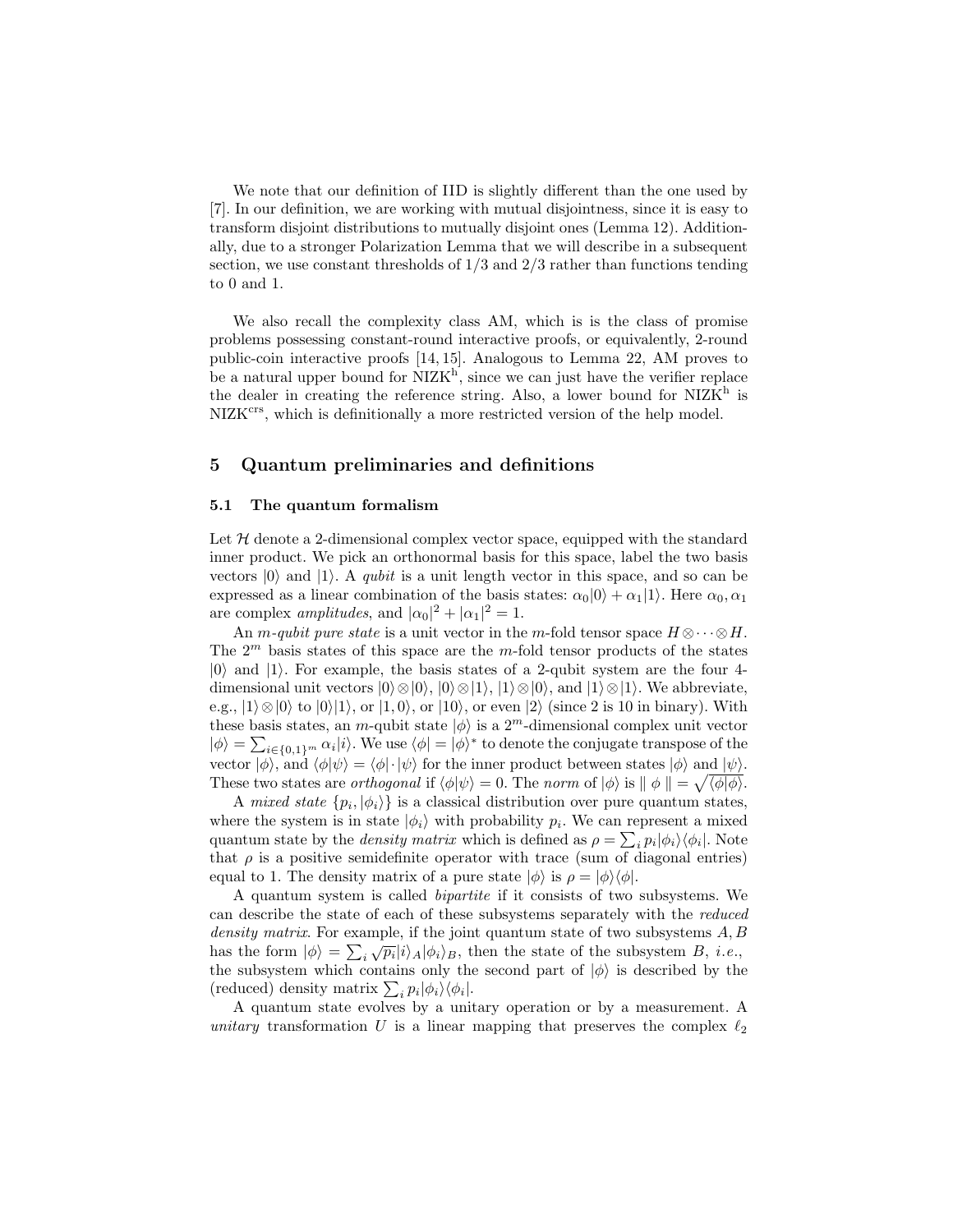We note that our definition of IID is slightly different than the one used by [7]. In our definition, we are working with mutual disjointness, since it is easy to transform disjoint distributions to mutually disjoint ones (Lemma 12). Additionally, due to a stronger Polarization Lemma that we will describe in a subsequent section, we use constant thresholds of $1/3$ and $2/3$ rather than functions tending to 0 and 1.

We also recall the complexity class AM, which is is the class of promise problems possessing constant-round interactive proofs, or equivalently, 2-round public-coin interactive proofs [14, 15]. Analogous to Lemma 22, AM proves to be a natural upper bound for $\mathrm{NIZK}^{\mathrm{h}}$, since we can just have the verifier replace the dealer in creating the reference string. Also, a lower bound for $\mathrm{NIZK}^{\mathrm{h}}$ is $\mathrm{NIZK}^{\mathrm{crs}}$, which is definitionally a more restricted version of the help model.

## 5 Quantum preliminaries and definitions

### 5.1 The quantum formalism

Let $\mathcal{H}$ denote a 2-dimensional complex vector space, equipped with the standard inner product. We pick an orthonormal basis for this space, label the two basis vectors $|0\rangle$ and $|1\rangle$. A *qubit* is a unit length vector in this space, and so can be expressed as a linear combination of the basis states: $\alpha_0|0\rangle + \alpha_1|1\rangle$. Here $\alpha_0, \alpha_1$ are complex *amplitudes*, and $|\alpha_0|^2 + |\alpha_1|^2 = 1$.

An *m-qubit pure state* is a unit vector in the $m$-fold tensor space $H \otimes \cdots \otimes H$. The $2^m$ basis states of this space are the $m$-fold tensor products of the states $|0\rangle$ and $|1\rangle$. For example, the basis states of a 2-qubit system are the four 4-dimensional unit vectors $|0\rangle\otimes|0\rangle$, $|0\rangle\otimes|1\rangle$, $|1\rangle\otimes|0\rangle$, and $|1\rangle\otimes|1\rangle$. We abbreviate, e.g., $|1\rangle\otimes|0\rangle$ to $|0\rangle|1\rangle$, or $|1,0\rangle$, or $|10\rangle$, or even $|2\rangle$ (since 2 is 10 in binary). With these basis states, an $m$-qubit state $|\phi\rangle$ is a $2^m$-dimensional complex unit vector $|\phi\rangle = \sum_{i\in\{0,1\}^m} \alpha_i |i\rangle$. We use $\langle\phi| = |\phi\rangle^*$ to denote the conjugate transpose of the vector $|\phi\rangle$, and $\langle\phi|\psi\rangle = \langle\phi|\cdot|\psi\rangle$ for the inner product between states $|\phi\rangle$ and $|\psi\rangle$. These two states are *orthogonal* if $\langle\phi|\psi\rangle = 0$. The *norm* of $|\phi\rangle$ is $\parallel \phi \parallel = \sqrt{\langle\phi|\phi\rangle}$.

A *mixed state* $\{p_i, |\phi_i\rangle\}$ is a classical distribution over pure quantum states, where the system is in state $|\phi_i\rangle$ with probability $p_i$. We can represent a mixed quantum state by the *density matrix* which is defined as $\rho = \sum_i p_i |\phi_i\rangle\langle\phi_i|$. Note that $\rho$ is a positive semidefinite operator with trace (sum of diagonal entries) equal to 1. The density matrix of a pure state $|\phi\rangle$ is $\rho = |\phi\rangle\langle\phi|$.

A quantum system is called *bipartite* if it consists of two subsystems. We can describe the state of each of these subsystems separately with the *reduced density matrix*. For example, if the joint quantum state of two subsystems $A, B$ has the form $|\phi\rangle = \sum_i \sqrt{p_i}|i\rangle_A|\phi_i\rangle_B$, then the state of the subsystem $B$, *i.e.*, the subsystem which contains only the second part of $|\phi\rangle$ is described by the (reduced) density matrix $\sum_i p_i |\phi_i\rangle\langle\phi_i|$.

A quantum state evolves by a unitary operation or by a measurement. A *unitary* transformation $U$ is a linear mapping that preserves the complex $\ell_2$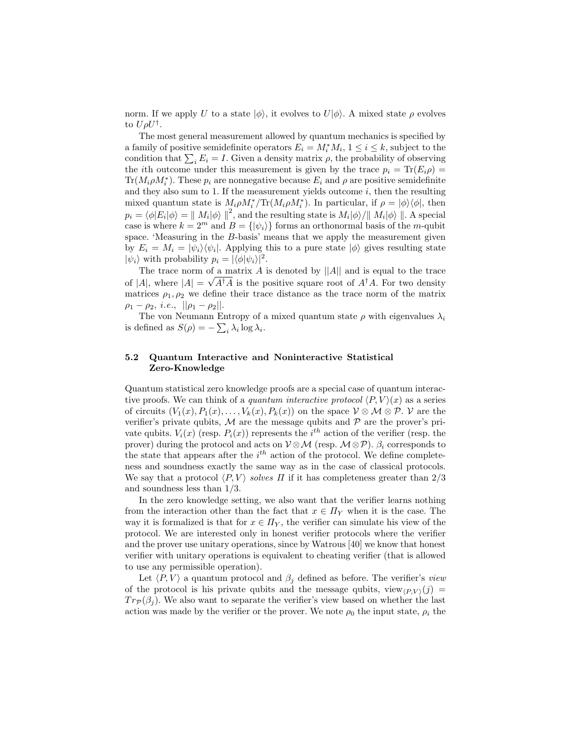norm. If we apply $U$ to a state $|\phi\rangle$, it evolves to $U|\phi\rangle$. A mixed state $\rho$ evolves to $U\rho U^\dagger$.

The most general measurement allowed by quantum mechanics is specified by a family of positive semidefinite operators $E_i = M_i^* M_i$, $1 \le i \le k$, subject to the condition that $\sum_i E_i = I$. Given a density matrix $\rho$, the probability of observing the $i$th outcome under this measurement is given by the trace $p_i = \mathrm{Tr}(E_i \rho) = \mathrm{Tr}(M_i \rho M_i^*)$. These $p_i$ are nonnegative because $E_i$ and $\rho$ are positive semidefinite and they also sum to 1. If the measurement yields outcome $i$, then the resulting mixed quantum state is $M_i \rho M_i^* / \mathrm{Tr}(M_i \rho M_i^*)$. In particular, if $\rho = |\phi\rangle\langle\phi|$, then $p_i = \langle\phi|E_i|\phi\rangle = \parallel M_i|\phi\rangle \parallel^2$, and the resulting state is $M_i|\phi\rangle / \parallel M_i|\phi\rangle \parallel$. A special case is where $k = 2^m$ and $B = \{|\psi_i\rangle\}$ forms an orthonormal basis of the $m$-qubit space. 'Measuring in the $B$-basis' means that we apply the measurement given by $E_i = M_i = |\psi_i\rangle\langle\psi_i|$. Applying this to a pure state $|\phi\rangle$ gives resulting state $|\psi_i\rangle$ with probability $p_i = |\langle\phi|\psi_i\rangle|^2$.

The trace norm of a matrix $A$ is denoted by $||A||$ and is equal to the trace of $|A|$, where $|A| = \sqrt{A^\dagger A}$ is the positive square root of $A^\dagger A$. For two density matrices $\rho_1, \rho_2$ we define their trace distance as the trace norm of the matrix $\rho_1 - \rho_2$, *i.e.*, $||\rho_1 - \rho_2||$.

The von Neumann Entropy of a mixed quantum state $\rho$ with eigenvalues $\lambda_i$ is defined as $S(\rho) = -\sum_i \lambda_i \log \lambda_i$.

### 5.2 Quantum Interactive and Noninteractive Statistical Zero-Knowledge

Quantum statistical zero knowledge proofs are a special case of quantum interactive proofs. We can think of a *quantum interactive protocol* $\langle P, V\rangle(x)$ as a series of circuits $(V_1(x), P_1(x), \ldots, V_k(x), P_k(x))$ on the space $\mathcal{V} \otimes \mathcal{M} \otimes \mathcal{P}$. $\mathcal{V}$ are the verifier's private qubits, $\mathcal{M}$ are the message qubits and $\mathcal{P}$ are the prover's private qubits. $V_i(x)$ (resp. $P_i(x)$) represents the $i^{th}$ action of the verifier (resp. the prover) during the protocol and acts on $\mathcal{V} \otimes \mathcal{M}$ (resp. $\mathcal{M} \otimes \mathcal{P}$). $\beta_i$ corresponds to the state that appears after the $i^{th}$ action of the protocol. We define completeness and soundness exactly the same way as in the case of classical protocols. We say that a protocol $\langle P, V\rangle$ *solves* $\Pi$ if it has completeness greater than 2/3 and soundness less than 1/3.

In the zero knowledge setting, we also want that the verifier learns nothing from the interaction other than the fact that $x \in \Pi_Y$ when it is the case. The way it is formalized is that for $x \in \Pi_Y$, the verifier can simulate his view of the protocol. We are interested only in honest verifier protocols where the verifier and the prover use unitary operations, since by Watrous [40] we know that honest verifier with unitary operations is equivalent to cheating verifier (that is allowed to use any permissible operation).

Let $\langle P, V\rangle$ a quantum protocol and $\beta_j$ defined as before. The verifier's *view* of the protocol is his private qubits and the message qubits, $\mathrm{view}_{\langle P,V\rangle}(j) = Tr_{\mathcal{P}}(\beta_j)$. We also want to separate the verifier's view based on whether the last action was made by the verifier or the prover. We note $\rho_0$ the input state, $\rho_i$ the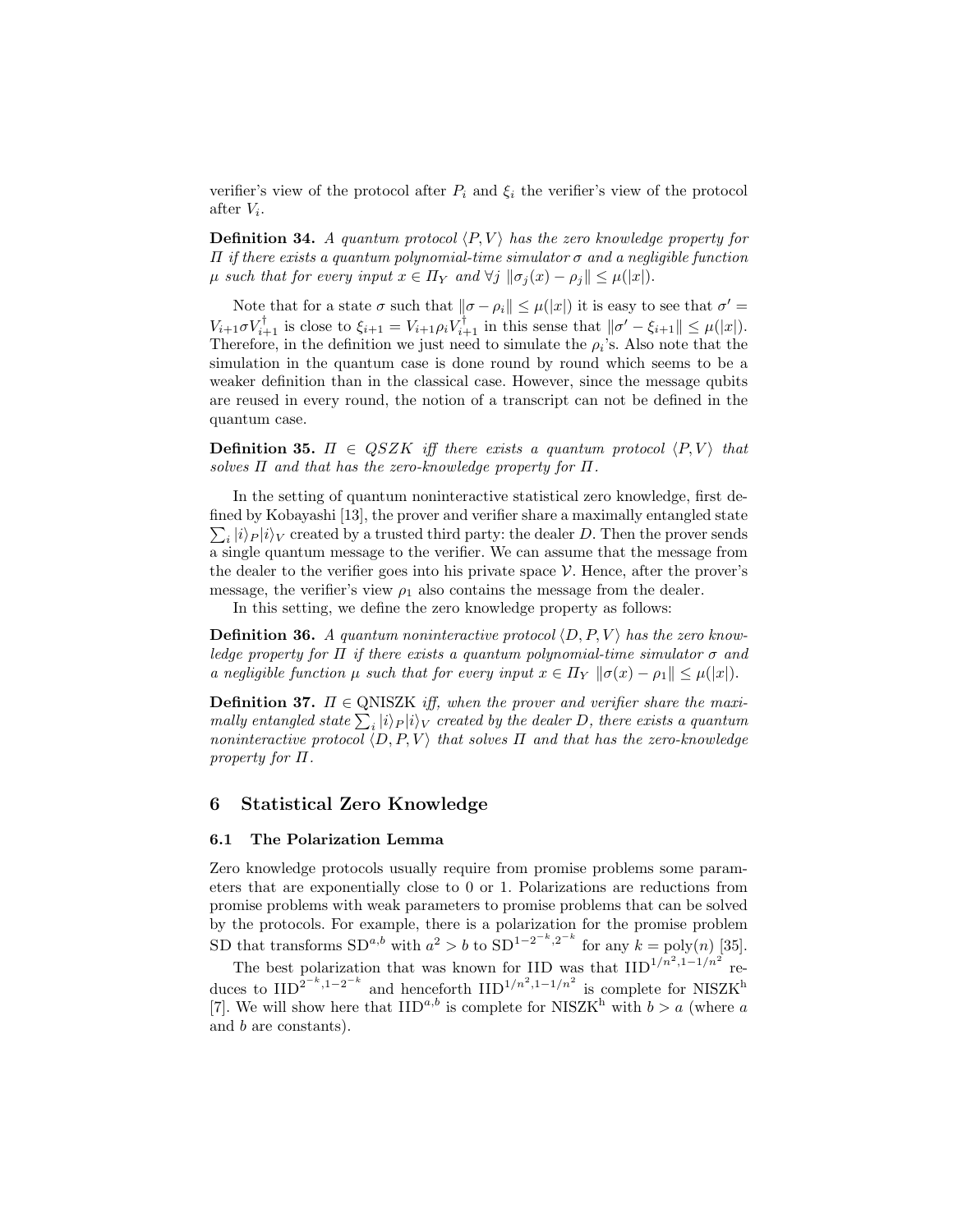verifier's view of the protocol after $P_i$ and $\xi_i$ the verifier's view of the protocol after $V_i$.

**Definition 34.** *A quantum protocol $\langle P, V\rangle$ has the zero knowledge property for $\Pi$ if there exists a quantum polynomial-time simulator $\sigma$ and a negligible function $\mu$ such that for every input $x \in \Pi_Y$ and $\forall j$ $\|\sigma_j(x) - \rho_j\| \leq \mu(|x|)$.*

Note that for a state $\sigma$ such that $\|\sigma - \rho_i\| \leq \mu(|x|)$ it is easy to see that $\sigma' = V_{i+1}\sigma V_{i+1}^\dagger$ is close to $\xi_{i+1} = V_{i+1}\rho_i V_{i+1}^\dagger$ in this sense that $\|\sigma' - \xi_{i+1}\| \leq \mu(|x|)$. Therefore, in the definition we just need to simulate the $\rho_i$'s. Also note that the simulation in the quantum case is done round by round which seems to be a weaker definition than in the classical case. However, since the message qubits are reused in every round, the notion of a transcript can not be defined in the quantum case.

**Definition 35.** *$\Pi \in QSZK$ iff there exists a quantum protocol $\langle P, V\rangle$ that solves $\Pi$ and that has the zero-knowledge property for $\Pi$.*

In the setting of quantum noninteractive statistical zero knowledge, first defined by Kobayashi [13], the prover and verifier share a maximally entangled state $\sum_i |i\rangle_P|i\rangle_V$ created by a trusted third party: the dealer $D$. Then the prover sends a single quantum message to the verifier. We can assume that the message from the dealer to the verifier goes into his private space $\mathcal{V}$. Hence, after the prover's message, the verifier's view $\rho_1$ also contains the message from the dealer.

In this setting, we define the zero knowledge property as follows:

**Definition 36.** *A quantum noninteractive protocol $\langle D, P, V\rangle$ has the zero knowledge property for $\Pi$ if there exists a quantum polynomial-time simulator $\sigma$ and a negligible function $\mu$ such that for every input $x \in \Pi_Y$ $\|\sigma(x) - \rho_1\| \leq \mu(|x|)$.*

**Definition 37.** *$\Pi \in$ QNISZK iff, when the prover and verifier share the maximally entangled state $\sum_i |i\rangle_P|i\rangle_V$ created by the dealer $D$, there exists a quantum noninteractive protocol $\langle D, P, V\rangle$ that solves $\Pi$ and that has the zero-knowledge property for $\Pi$.*

## 6 Statistical Zero Knowledge

### 6.1 The Polarization Lemma

Zero knowledge protocols usually require from promise problems some parameters that are exponentially close to 0 or 1. Polarizations are reductions from promise problems with weak parameters to promise problems that can be solved by the protocols. For example, there is a polarization for the promise problem SD that transforms $\text{SD}^{a,b}$ with $a^2 > b$ to $\text{SD}^{1-2^{-k},2^{-k}}$ for any $k = \text{poly}(n)$ [35].

The best polarization that was known for IID was that $\text{IID}^{1/n^2,1-1/n^2}$ reduces to $\text{IID}^{2^{-k},1-2^{-k}}$ and henceforth $\text{IID}^{1/n^2,1-1/n^2}$ is complete for $\text{NISZK}^\text{h}$ [7]. We will show here that $\text{IID}^{a,b}$ is complete for $\text{NISZK}^\text{h}$ with $b > a$ (where $a$ and $b$ are constants).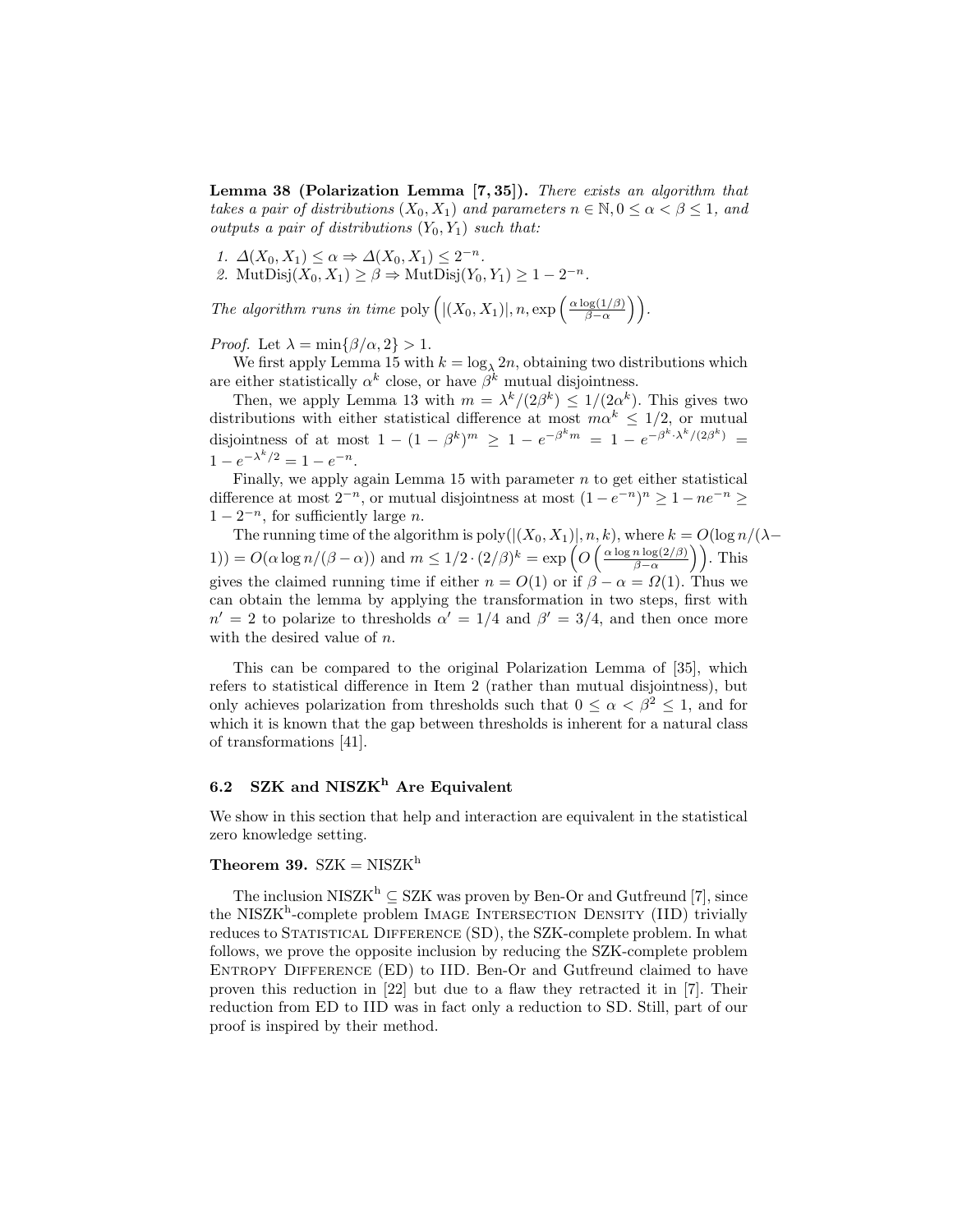**Lemma 38 (Polarization Lemma [7, 35]).** *There exists an algorithm that takes a pair of distributions $(X_0, X_1)$ and parameters $n \in \mathbb{N}, 0 \le \alpha < \beta \le 1$, and outputs a pair of distributions $(Y_0, Y_1)$ such that:*

1. *$\Delta(X_0, X_1) \le \alpha \Rightarrow \Delta(X_0, X_1) \le 2^{-n}$.*
2. *$\mathrm{MutDisj}(X_0, X_1) \ge \beta \Rightarrow \mathrm{MutDisj}(Y_0, Y_1) \ge 1 - 2^{-n}$.*

*The algorithm runs in time* $\mathrm{poly}\left(|(X_0, X_1)|, n, \exp\left(\frac{\alpha \log(1/\beta)}{\beta - \alpha}\right)\right)$.

*Proof.* Let $\lambda = \min\{\beta/\alpha, 2\} > 1$.

We first apply Lemma 15 with $k = \log_\lambda 2n$, obtaining two distributions which are either statistically $\alpha^k$ close, or have $\beta^k$ mutual disjointness.

Then, we apply Lemma 13 with $m = \lambda^k/(2\beta^k) \le 1/(2\alpha^k)$. This gives two distributions with either statistical difference at most $m\alpha^k \le 1/2$, or mutual disjointness of at most $1 - (1 - \beta^k)^m \ge 1 - e^{-\beta^k m} = 1 - e^{-\beta^k \cdot \lambda^k/(2\beta^k)} = 1 - e^{-\lambda^k/2} = 1 - e^{-n}$.

Finally, we apply again Lemma 15 with parameter $n$ to get either statistical difference at most $2^{-n}$, or mutual disjointness at most $(1 - e^{-n})^n \ge 1 - ne^{-n} \ge 1 - 2^{-n}$, for sufficiently large $n$.

The running time of the algorithm is $\mathrm{poly}(|(X_0, X_1)|, n, k)$, where $k = O(\log n/(\lambda - 1)) = O(\alpha \log n/(\beta - \alpha))$ and $m \le 1/2 \cdot (2/\beta)^k = \exp\left(O\left(\frac{\alpha \log n \log(2/\beta)}{\beta - \alpha}\right)\right)$. This gives the claimed running time if either $n = O(1)$ or if $\beta - \alpha = \Omega(1)$. Thus we can obtain the lemma by applying the transformation in two steps, first with $n' = 2$ to polarize to thresholds $\alpha' = 1/4$ and $\beta' = 3/4$, and then once more with the desired value of $n$.

This can be compared to the original Polarization Lemma of [35], which refers to statistical difference in Item 2 (rather than mutual disjointness), but only achieves polarization from thresholds such that $0 \le \alpha < \beta^2 \le 1$, and for which it is known that the gap between thresholds is inherent for a natural class of transformations [41].

### 6.2 SZK and NISZK$^{\mathrm{h}}$ Are Equivalent

We show in this section that help and interaction are equivalent in the statistical zero knowledge setting.

**Theorem 39.** $\mathrm{SZK} = \mathrm{NISZK}^{\mathrm{h}}$

The inclusion $\mathrm{NISZK}^{\mathrm{h}} \subseteq \mathrm{SZK}$ was proven by Ben-Or and Gutfreund [7], since the $\mathrm{NISZK}^{\mathrm{h}}$-complete problem Image Intersection Density (IID) trivially reduces to Statistical Difference (SD), the SZK-complete problem. In what follows, we prove the opposite inclusion by reducing the SZK-complete problem Entropy Difference (ED) to IID. Ben-Or and Gutfreund claimed to have proven this reduction in [22] but due to a flaw they retracted it in [7]. Their reduction from ED to IID was in fact only a reduction to SD. Still, part of our proof is inspired by their method.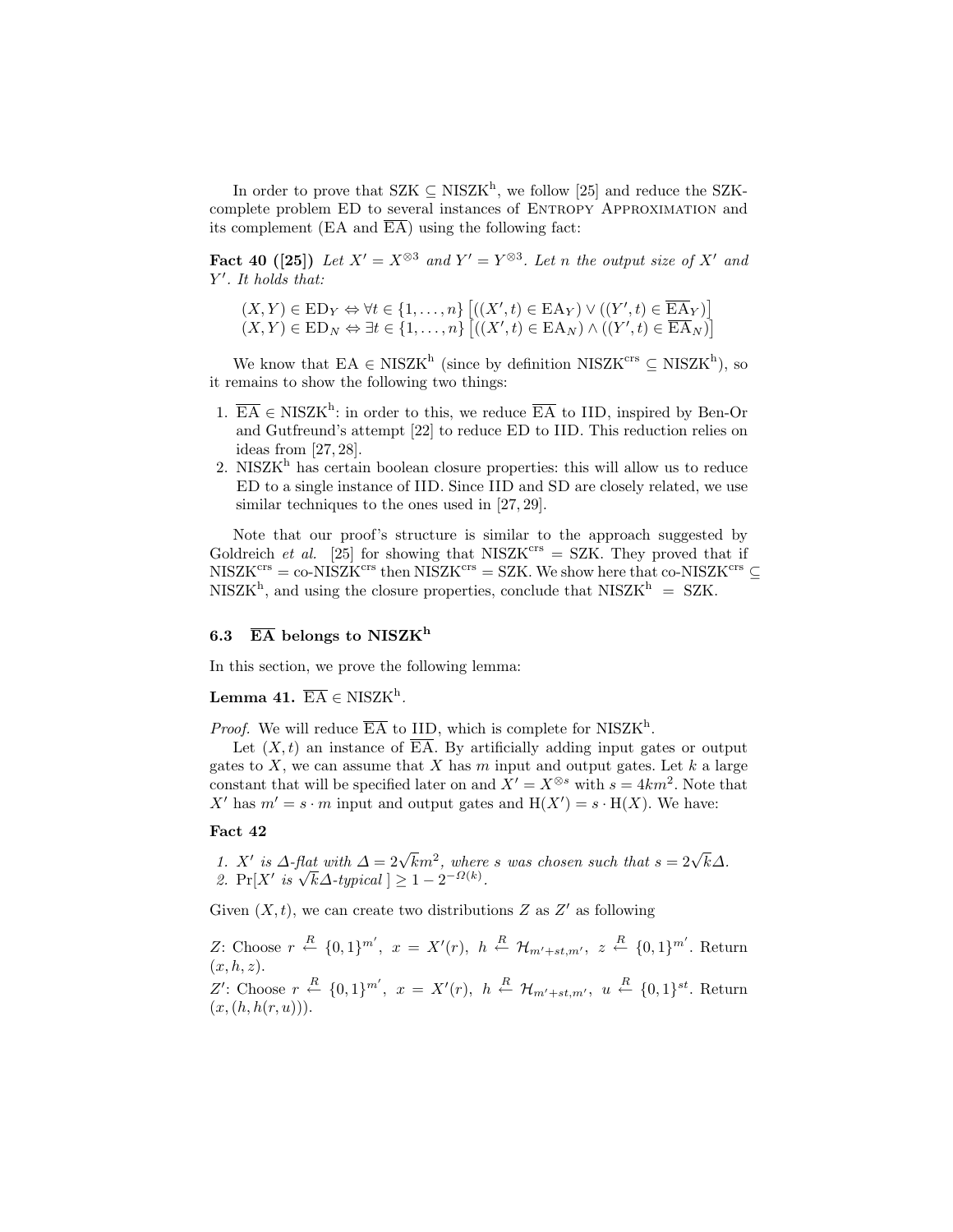In order to prove that $\mathrm{SZK} \subseteq \mathrm{NISZK}^{\mathrm{h}}$, we follow [25] and reduce the SZK-complete problem ED to several instances of Entropy Approximation and its complement (EA and $\overline{\mathrm{EA}}$) using the following fact:

**Fact 40 ([25])** *Let $X' = X^{\otimes 3}$ and $Y' = Y^{\otimes 3}$. Let $n$ the output size of $X'$ and $Y'$. It holds that:*

$$(X, Y) \in \mathrm{ED}_Y \Leftrightarrow \forall t \in \{1, \ldots, n\} \left[ ((X', t) \in \mathrm{EA}_Y) \vee ((Y', t) \in \overline{\mathrm{EA}}_Y) \right]$$
$$(X, Y) \in \mathrm{ED}_N \Leftrightarrow \exists t \in \{1, \ldots, n\} \left[ ((X', t) \in \mathrm{EA}_N) \wedge ((Y', t) \in \overline{\mathrm{EA}}_N) \right]$$

We know that $\mathrm{EA} \in \mathrm{NISZK}^{\mathrm{h}}$ (since by definition $\mathrm{NISZK}^{\mathrm{crs}} \subseteq \mathrm{NISZK}^{\mathrm{h}}$), so it remains to show the following two things:

1. $\overline{\mathrm{EA}} \in \mathrm{NISZK}^{\mathrm{h}}$: in order to this, we reduce $\overline{\mathrm{EA}}$ to IID, inspired by Ben-Or and Gutfreund's attempt [22] to reduce ED to IID. This reduction relies on ideas from [27, 28].
2. $\mathrm{NISZK}^{\mathrm{h}}$ has certain boolean closure properties: this will allow us to reduce ED to a single instance of IID. Since IID and SD are closely related, we use similar techniques to the ones used in [27, 29].

Note that our proof's structure is similar to the approach suggested by Goldreich *et al.* [25] for showing that $\mathrm{NISZK}^{\mathrm{crs}} = \mathrm{SZK}$. They proved that if $\mathrm{NISZK}^{\mathrm{crs}} = \text{co-}\mathrm{NISZK}^{\mathrm{crs}}$ then $\mathrm{NISZK}^{\mathrm{crs}} = \mathrm{SZK}$. We show here that $\text{co-}\mathrm{NISZK}^{\mathrm{crs}} \subseteq \mathrm{NISZK}^{\mathrm{h}}$, and using the closure properties, conclude that $\mathrm{NISZK}^{\mathrm{h}} = \mathrm{SZK}$.

### 6.3 $\overline{\mathrm{EA}}$ belongs to $\mathrm{NISZK}^{\mathrm{h}}$

In this section, we prove the following lemma:

**Lemma 41.** $\overline{\mathrm{EA}} \in \mathrm{NISZK}^{\mathrm{h}}$.

*Proof.* We will reduce $\overline{\mathrm{EA}}$ to IID, which is complete for $\mathrm{NISZK}^{\mathrm{h}}$.

Let $(X, t)$ an instance of $\overline{\mathrm{EA}}$. By artificially adding input gates or output gates to $X$, we can assume that $X$ has $m$ input and output gates. Let $k$ a large constant that will be specified later on and $X' = X^{\otimes s}$ with $s = 4km^2$. Note that $X'$ has $m' = s \cdot m$ input and output gates and $\mathrm{H}(X') = s \cdot \mathrm{H}(X)$. We have:

**Fact 42**

1. *$X'$ is $\Delta$-flat with $\Delta = 2\sqrt{k}m^2$, where $s$ was chosen such that $s = 2\sqrt{k}\Delta$.*
2. $\Pr[X' \text{ is } \sqrt{k}\Delta\text{-typical}] \geq 1 - 2^{-\Omega(k)}$.

Given $(X, t)$, we can create two distributions $Z$ as $Z'$ as following

$Z$: Choose $r \xleftarrow{R} \{0,1\}^{m'}$, $x = X'(r)$, $h \xleftarrow{R} \mathcal{H}_{m'+st,m'}$, $z \xleftarrow{R} \{0,1\}^{m'}$. Return $(x, h, z)$.

$Z'$: Choose $r \xleftarrow{R} \{0,1\}^{m'}$, $x = X'(r)$, $h \xleftarrow{R} \mathcal{H}_{m'+st,m'}$, $u \xleftarrow{R} \{0,1\}^{st}$. Return $(x, (h, h(r, u)))$.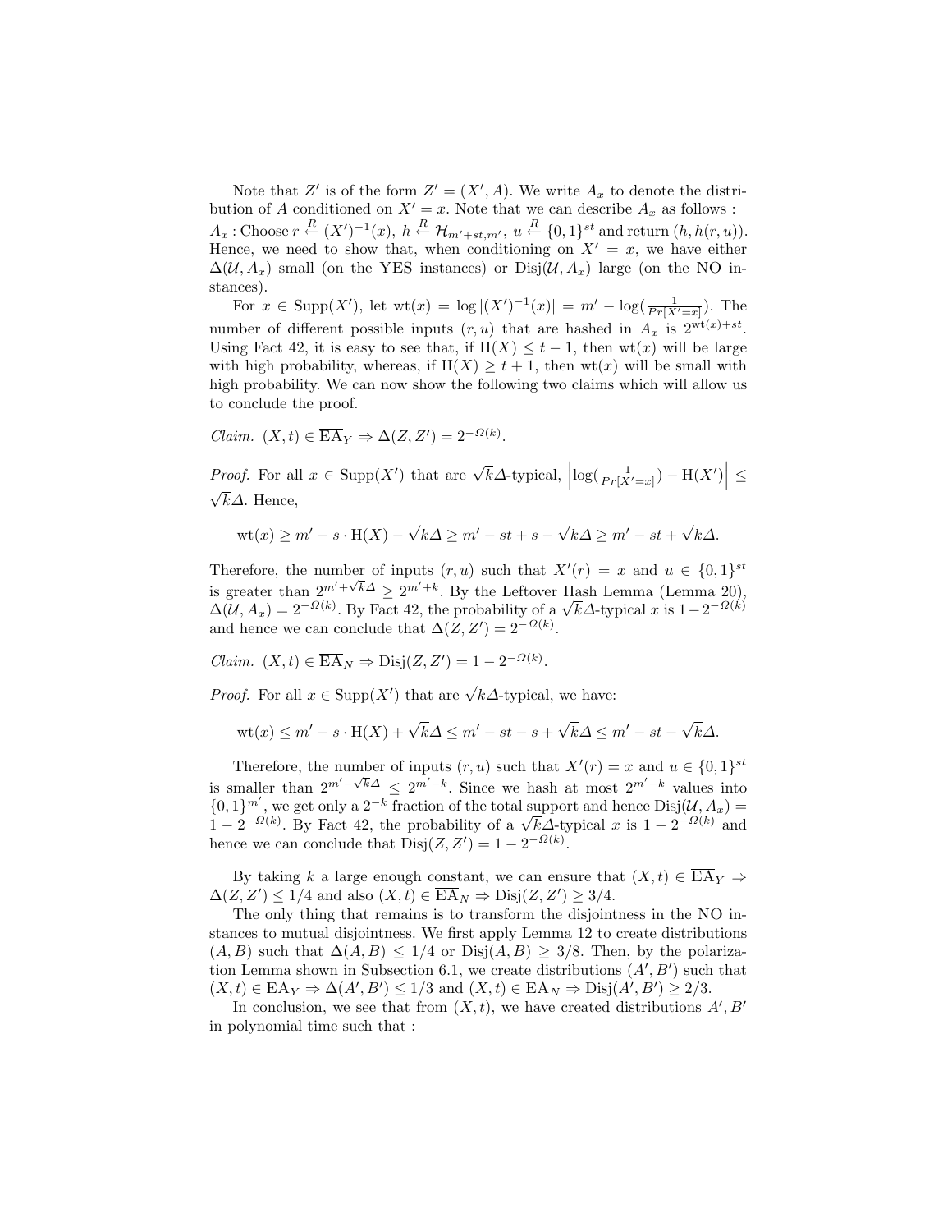Note that $Z'$ is of the form $Z' = (X', A)$. We write $A_x$ to denote the distribution of $A$ conditioned on $X' = x$. Note that we can describe $A_x$ as follows : $A_x$ : Choose $r \xleftarrow{R} (X')^{-1}(x)$, $h \xleftarrow{R} \mathcal{H}_{m'+st,m'}$, $u \xleftarrow{R} \{0,1\}^{st}$ and return $(h, h(r,u))$. Hence, we need to show that, when conditioning on $X' = x$, we have either $\Delta(\mathcal{U}, A_x)$ small (on the YES instances) or $\mathrm{Disj}(\mathcal{U}, A_x)$ large (on the NO instances).

For $x \in \mathrm{Supp}(X')$, let $\mathrm{wt}(x) = \log |(X')^{-1}(x)| = m' - \log(\frac{1}{Pr[X'=x]})$. The number of different possible inputs $(r,u)$ that are hashed in $A_x$ is $2^{\mathrm{wt}(x)+st}$. Using Fact 42, it is easy to see that, if $\mathrm{H}(X) \leq t-1$, then $\mathrm{wt}(x)$ will be large with high probability, whereas, if $\mathrm{H}(X) \geq t+1$, then $\mathrm{wt}(x)$ will be small with high probability. We can now show the following two claims which will allow us to conclude the proof.

*Claim.* $(X,t) \in \overline{\mathrm{EA}}_Y \Rightarrow \Delta(Z, Z') = 2^{-\Omega(k)}$.

*Proof.* For all $x \in \mathrm{Supp}(X')$ that are $\sqrt{k}\Delta$-typical, $\left|\log(\frac{1}{Pr[X'=x]}) - \mathrm{H}(X')\right| \leq \sqrt{k}\Delta$. Hence,

$$\mathrm{wt}(x) \geq m' - s \cdot \mathrm{H}(X) - \sqrt{k}\Delta \geq m' - st + s - \sqrt{k}\Delta \geq m' - st + \sqrt{k}\Delta.$$

Therefore, the number of inputs $(r,u)$ such that $X'(r) = x$ and $u \in \{0,1\}^{st}$ is greater than $2^{m'+\sqrt{k}\Delta} \geq 2^{m'+k}$. By the Leftover Hash Lemma (Lemma 20), $\Delta(\mathcal{U}, A_x) = 2^{-\Omega(k)}$. By Fact 42, the probability of a $\sqrt{k}\Delta$-typical $x$ is $1 - 2^{-\Omega(k)}$ and hence we can conclude that $\Delta(Z, Z') = 2^{-\Omega(k)}$.

*Claim.* $(X,t) \in \overline{\mathrm{EA}}_N \Rightarrow \mathrm{Disj}(Z, Z') = 1 - 2^{-\Omega(k)}$.

*Proof.* For all $x \in \mathrm{Supp}(X')$ that are $\sqrt{k}\Delta$-typical, we have:

$$\mathrm{wt}(x) \leq m' - s \cdot \mathrm{H}(X) + \sqrt{k}\Delta \leq m' - st - s + \sqrt{k}\Delta \leq m' - st - \sqrt{k}\Delta.$$

Therefore, the number of inputs $(r,u)$ such that $X'(r) = x$ and $u \in \{0,1\}^{st}$ is smaller than $2^{m'-\sqrt{k}\Delta} \leq 2^{m'-k}$. Since we hash at most $2^{m'-k}$ values into $\{0,1\}^{m'}$, we get only a $2^{-k}$ fraction of the total support and hence $\mathrm{Disj}(\mathcal{U}, A_x) = 1 - 2^{-\Omega(k)}$. By Fact 42, the probability of a $\sqrt{k}\Delta$-typical $x$ is $1 - 2^{-\Omega(k)}$ and hence we can conclude that $\mathrm{Disj}(Z, Z') = 1 - 2^{-\Omega(k)}$.

By taking $k$ a large enough constant, we can ensure that $(X,t) \in \overline{\mathrm{EA}}_Y \Rightarrow \Delta(Z, Z') \leq 1/4$ and also $(X,t) \in \overline{\mathrm{EA}}_N \Rightarrow \mathrm{Disj}(Z, Z') \geq 3/4$.

The only thing that remains is to transform the disjointness in the NO instances to mutual disjointness. We first apply Lemma 12 to create distributions $(A,B)$ such that $\Delta(A,B) \leq 1/4$ or $\mathrm{Disj}(A,B) \geq 3/8$. Then, by the polarization Lemma shown in Subsection 6.1, we create distributions $(A', B')$ such that $(X,t) \in \overline{\mathrm{EA}}_Y \Rightarrow \Delta(A', B') \leq 1/3$ and $(X,t) \in \overline{\mathrm{EA}}_N \Rightarrow \mathrm{Disj}(A', B') \geq 2/3$.

In conclusion, we see that from $(X,t)$, we have created distributions $A', B'$ in polynomial time such that :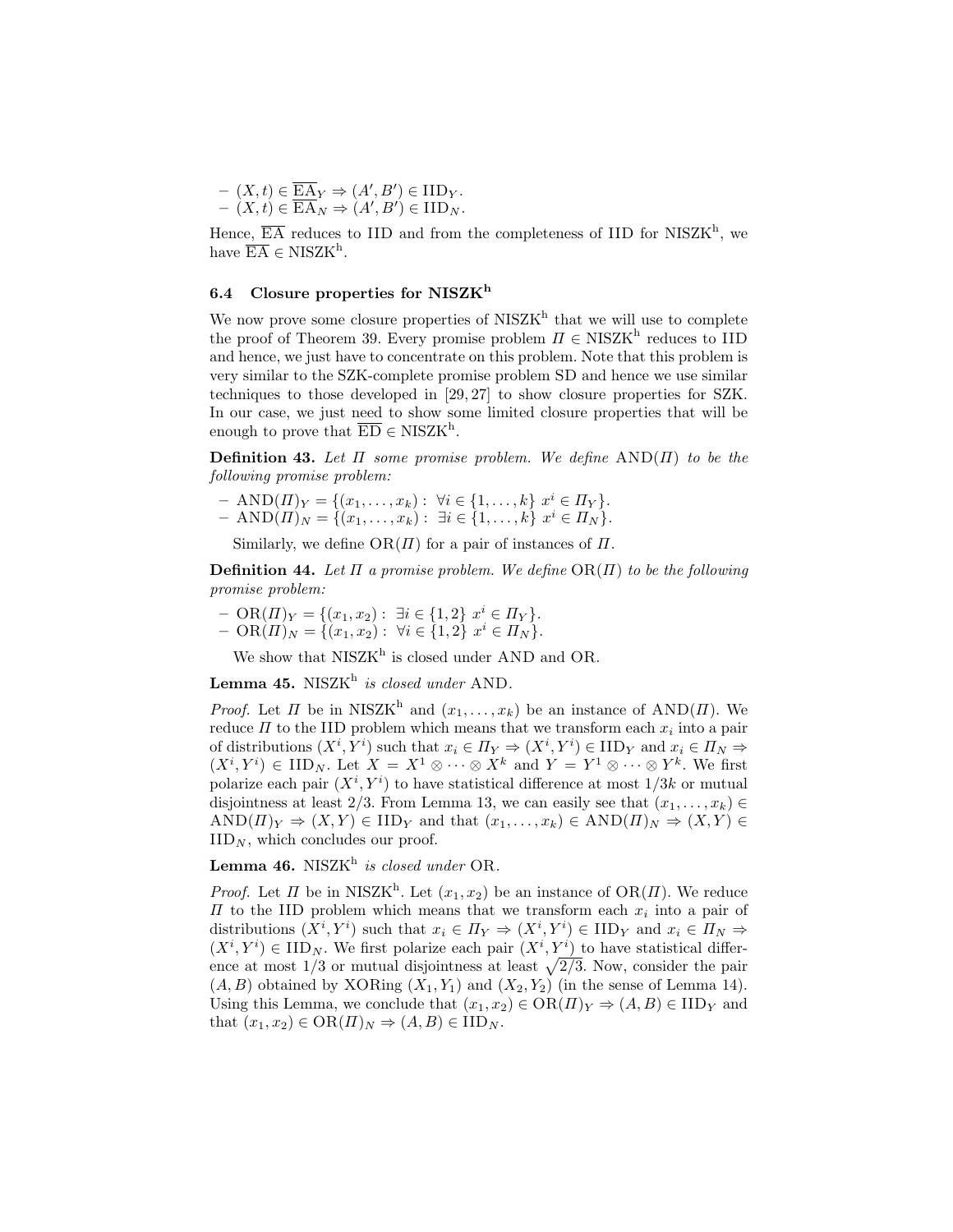- $(X, t) \in \overline{\text{EA}}_Y \Rightarrow (A', B') \in \text{IID}_Y$.
- $(X, t) \in \overline{\text{EA}}_N \Rightarrow (A', B') \in \text{IID}_N$.

Hence, $\overline{\text{EA}}$ reduces to IID and from the completeness of IID for $\text{NISZK}^{\text{h}}$, we have $\overline{\text{EA}} \in \text{NISZK}^{\text{h}}$.

### 6.4 Closure properties for $\text{NISZK}^{\text{h}}$

We now prove some closure properties of $\text{NISZK}^{\text{h}}$ that we will use to complete the proof of Theorem 39. Every promise problem $\Pi \in \text{NISZK}^{\text{h}}$ reduces to IID and hence, we just have to concentrate on this problem. Note that this problem is very similar to the SZK-complete promise problem SD and hence we use similar techniques to those developed in [29, 27] to show closure properties for SZK. In our case, we just need to show some limited closure properties that will be enough to prove that $\overline{\text{ED}} \in \text{NISZK}^{\text{h}}$.

**Definition 43.** *Let $\Pi$ some promise problem. We define $\text{AND}(\Pi)$ to be the following promise problem:*

- $\text{AND}(\Pi)_Y = \{(x_1, \ldots, x_k) : \ \forall i \in \{1, \ldots, k\} \ x^i \in \Pi_Y\}$.
- $\text{AND}(\Pi)_N = \{(x_1, \ldots, x_k) : \ \exists i \in \{1, \ldots, k\} \ x^i \in \Pi_N\}$.

Similarly, we define $\text{OR}(\Pi)$ for a pair of instances of $\Pi$.

**Definition 44.** *Let $\Pi$ a promise problem. We define $\text{OR}(\Pi)$ to be the following promise problem:*

- $\text{OR}(\Pi)_Y = \{(x_1, x_2) : \ \exists i \in \{1, 2\} \ x^i \in \Pi_Y\}$.
- $\text{OR}(\Pi)_N = \{(x_1, x_2) : \ \forall i \in \{1, 2\} \ x^i \in \Pi_N\}$.

We show that $\text{NISZK}^{\text{h}}$ is closed under AND and OR.

**Lemma 45.** *$\text{NISZK}^{\text{h}}$ is closed under* AND.

*Proof.* Let $\Pi$ be in $\text{NISZK}^{\text{h}}$ and $(x_1, \ldots, x_k)$ be an instance of $\text{AND}(\Pi)$. We reduce $\Pi$ to the IID problem which means that we transform each $x_i$ into a pair of distributions $(X^i, Y^i)$ such that $x_i \in \Pi_Y \Rightarrow (X^i, Y^i) \in \text{IID}_Y$ and $x_i \in \Pi_N \Rightarrow (X^i, Y^i) \in \text{IID}_N$. Let $X = X^1 \otimes \cdots \otimes X^k$ and $Y = Y^1 \otimes \cdots \otimes Y^k$. We first polarize each pair $(X^i, Y^i)$ to have statistical difference at most $1/3k$ or mutual disjointness at least $2/3$. From Lemma 13, we can easily see that $(x_1, \ldots, x_k) \in \text{AND}(\Pi)_Y \Rightarrow (X, Y) \in \text{IID}_Y$ and that $(x_1, \ldots, x_k) \in \text{AND}(\Pi)_N \Rightarrow (X, Y) \in \text{IID}_N$, which concludes our proof.

**Lemma 46.** *$\text{NISZK}^{\text{h}}$ is closed under* OR.

*Proof.* Let $\Pi$ be in $\text{NISZK}^{\text{h}}$. Let $(x_1, x_2)$ be an instance of $\text{OR}(\Pi)$. We reduce $\Pi$ to the IID problem which means that we transform each $x_i$ into a pair of distributions $(X^i, Y^i)$ such that $x_i \in \Pi_Y \Rightarrow (X^i, Y^i) \in \text{IID}_Y$ and $x_i \in \Pi_N \Rightarrow (X^i, Y^i) \in \text{IID}_N$. We first polarize each pair $(X^i, Y^i)$ to have statistical difference at most $1/3$ or mutual disjointness at least $\sqrt{2/3}$. Now, consider the pair $(A, B)$ obtained by XORing $(X_1, Y_1)$ and $(X_2, Y_2)$ (in the sense of Lemma 14). Using this Lemma, we conclude that $(x_1, x_2) \in \text{OR}(\Pi)_Y \Rightarrow (A, B) \in \text{IID}_Y$ and that $(x_1, x_2) \in \text{OR}(\Pi)_N \Rightarrow (A, B) \in \text{IID}_N$.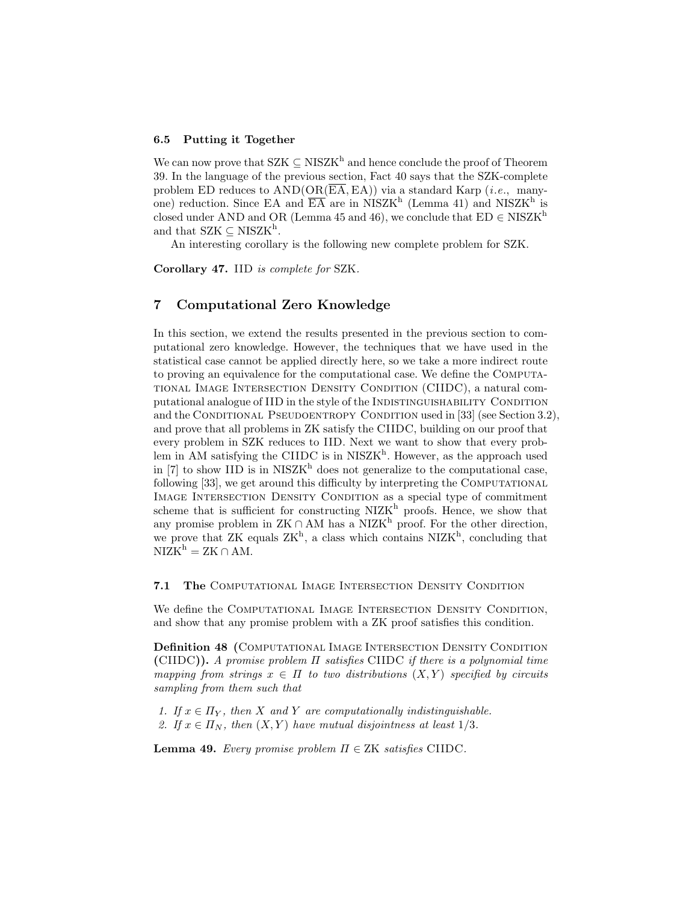### 6.5 Putting it Together

We can now prove that $\mathrm{SZK} \subseteq \mathrm{NISZK}^{\mathrm{h}}$ and hence conclude the proof of Theorem 39. In the language of the previous section, Fact 40 says that the SZK-complete problem ED reduces to $\mathrm{AND}(\mathrm{OR}(\overline{\mathrm{EA}}, \mathrm{EA}))$ via a standard Karp (*i.e.*, many-one) reduction. Since EA and $\overline{\mathrm{EA}}$ are in $\mathrm{NISZK}^{\mathrm{h}}$ (Lemma 41) and $\mathrm{NISZK}^{\mathrm{h}}$ is closed under AND and OR (Lemma 45 and 46), we conclude that $\mathrm{ED} \in \mathrm{NISZK}^{\mathrm{h}}$ and that $\mathrm{SZK} \subseteq \mathrm{NISZK}^{\mathrm{h}}$.

An interesting corollary is the following new complete problem for SZK.

**Corollary 47.** *IID is complete for SZK.*

## 7 Computational Zero Knowledge

In this section, we extend the results presented in the previous section to computational zero knowledge. However, the techniques that we have used in the statistical case cannot be applied directly here, so we take a more indirect route to proving an equivalence for the computational case. We define the Computational Image Intersection Density Condition (CIIDC), a natural computational analogue of IID in the style of the Indistinguishability Condition and the Conditional Pseudoentropy Condition used in [33] (see Section 3.2), and prove that all problems in ZK satisfy the CIIDC, building on our proof that every problem in SZK reduces to IID. Next we want to show that every problem in AM satisfying the CIIDC is in $\mathrm{NISZK}^{\mathrm{h}}$. However, as the approach used in [7] to show IID is in $\mathrm{NISZK}^{\mathrm{h}}$ does not generalize to the computational case, following [33], we get around this difficulty by interpreting the Computational Image Intersection Density Condition as a special type of commitment scheme that is sufficient for constructing $\mathrm{NIZK}^{\mathrm{h}}$ proofs. Hence, we show that any promise problem in $\mathrm{ZK} \cap \mathrm{AM}$ has a $\mathrm{NIZK}^{\mathrm{h}}$ proof. For the other direction, we prove that ZK equals $\mathrm{ZK}^{\mathrm{h}}$, a class which contains $\mathrm{NIZK}^{\mathrm{h}}$, concluding that $\mathrm{NIZK}^{\mathrm{h}} = \mathrm{ZK} \cap \mathrm{AM}$.

### 7.1 The Computational Image Intersection Density Condition

We define the Computational Image Intersection Density Condition, and show that any promise problem with a ZK proof satisfies this condition.

**Definition 48 (Computational Image Intersection Density Condition (CIIDC)).** *A promise problem $\Pi$ satisfies CIIDC if there is a polynomial time mapping from strings $x \in \Pi$ to two distributions $(X, Y)$ specified by circuits sampling from them such that*

1. *If $x \in \Pi_Y$, then $X$ and $Y$ are computationally indistinguishable.*
2. *If $x \in \Pi_N$, then $(X, Y)$ have mutual disjointness at least $1/3$.*

**Lemma 49.** *Every promise problem $\Pi \in \mathrm{ZK}$ satisfies CIIDC.*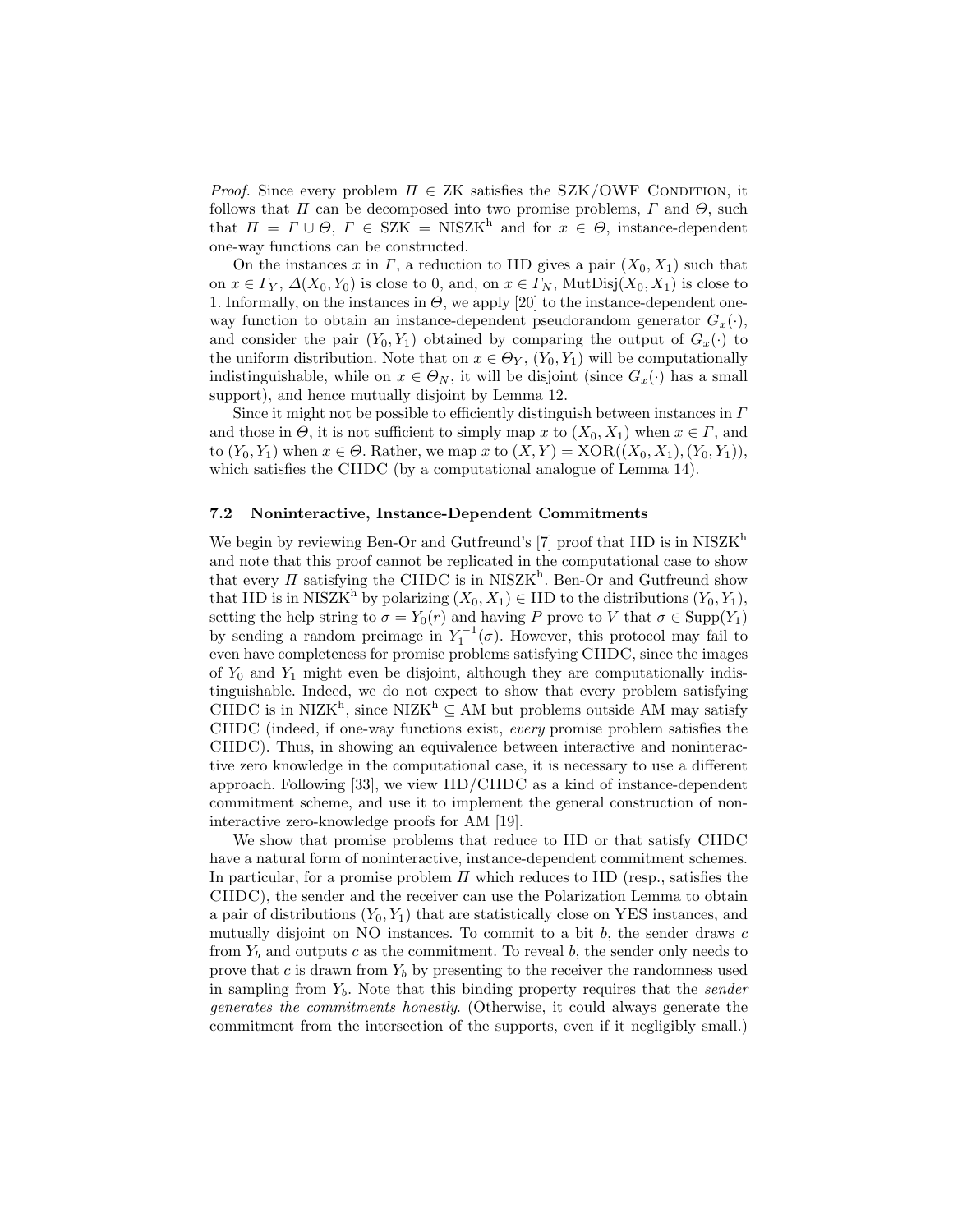*Proof.* Since every problem $\Pi \in \text{ZK}$ satisfies the SZK/OWF Condition, it follows that $\Pi$ can be decomposed into two promise problems, $\Gamma$ and $\Theta$, such that $\Pi = \Gamma \cup \Theta$, $\Gamma \in \text{SZK} = \text{NISZK}^{\text{h}}$ and for $x \in \Theta$, instance-dependent one-way functions can be constructed.

On the instances $x$ in $\Gamma$, a reduction to IID gives a pair $(X_0, X_1)$ such that on $x \in \Gamma_Y$, $\Delta(X_0, Y_0)$ is close to 0, and, on $x \in \Gamma_N$, $\text{MutDisj}(X_0, X_1)$ is close to 1. Informally, on the instances in $\Theta$, we apply [20] to the instance-dependent one-way function to obtain an instance-dependent pseudorandom generator $G_x(\cdot)$, and consider the pair $(Y_0, Y_1)$ obtained by comparing the output of $G_x(\cdot)$ to the uniform distribution. Note that on $x \in \Theta_Y$, $(Y_0, Y_1)$ will be computationally indistinguishable, while on $x \in \Theta_N$, it will be disjoint (since $G_x(\cdot)$ has a small support), and hence mutually disjoint by Lemma 12.

Since it might not be possible to efficiently distinguish between instances in $\Gamma$ and those in $\Theta$, it is not sufficient to simply map $x$ to $(X_0, X_1)$ when $x \in \Gamma$, and to $(Y_0, Y_1)$ when $x \in \Theta$. Rather, we map $x$ to $(X, Y) = \text{XOR}((X_0, X_1), (Y_0, Y_1))$, which satisfies the CIIDC (by a computational analogue of Lemma 14).

### 7.2 Noninteractive, Instance-Dependent Commitments

We begin by reviewing Ben-Or and Gutfreund's [7] proof that IID is in $\text{NISZK}^{\text{h}}$ and note that this proof cannot be replicated in the computational case to show that every $\Pi$ satisfying the CIIDC is in $\text{NISZK}^{\text{h}}$. Ben-Or and Gutfreund show that IID is in $\text{NISZK}^{\text{h}}$ by polarizing $(X_0, X_1) \in \text{IID}$ to the distributions $(Y_0, Y_1)$, setting the help string to $\sigma = Y_0(r)$ and having $P$ prove to $V$ that $\sigma \in \text{Supp}(Y_1)$ by sending a random preimage in $Y_1^{-1}(\sigma)$. However, this protocol may fail to even have completeness for promise problems satisfying CIIDC, since the images of $Y_0$ and $Y_1$ might even be disjoint, although they are computationally indistinguishable. Indeed, we do not expect to show that every problem satisfying CIIDC is in $\text{NIZK}^{\text{h}}$, since $\text{NIZK}^{\text{h}} \subseteq \text{AM}$ but problems outside AM may satisfy CIIDC (indeed, if one-way functions exist, *every* promise problem satisfies the CIIDC). Thus, in showing an equivalence between interactive and noninteractive zero knowledge in the computational case, it is necessary to use a different approach. Following [33], we view IID/CIIDC as a kind of instance-dependent commitment scheme, and use it to implement the general construction of noninteractive zero-knowledge proofs for AM [19].

We show that promise problems that reduce to IID or that satisfy CIIDC have a natural form of noninteractive, instance-dependent commitment schemes. In particular, for a promise problem $\Pi$ which reduces to IID (resp., satisfies the CIIDC), the sender and the receiver can use the Polarization Lemma to obtain a pair of distributions $(Y_0, Y_1)$ that are statistically close on YES instances, and mutually disjoint on NO instances. To commit to a bit $b$, the sender draws $c$ from $Y_b$ and outputs $c$ as the commitment. To reveal $b$, the sender only needs to prove that $c$ is drawn from $Y_b$ by presenting to the receiver the randomness used in sampling from $Y_b$. Note that this binding property requires that the *sender generates the commitments honestly*. (Otherwise, it could always generate the commitment from the intersection of the supports, even if it negligibly small.)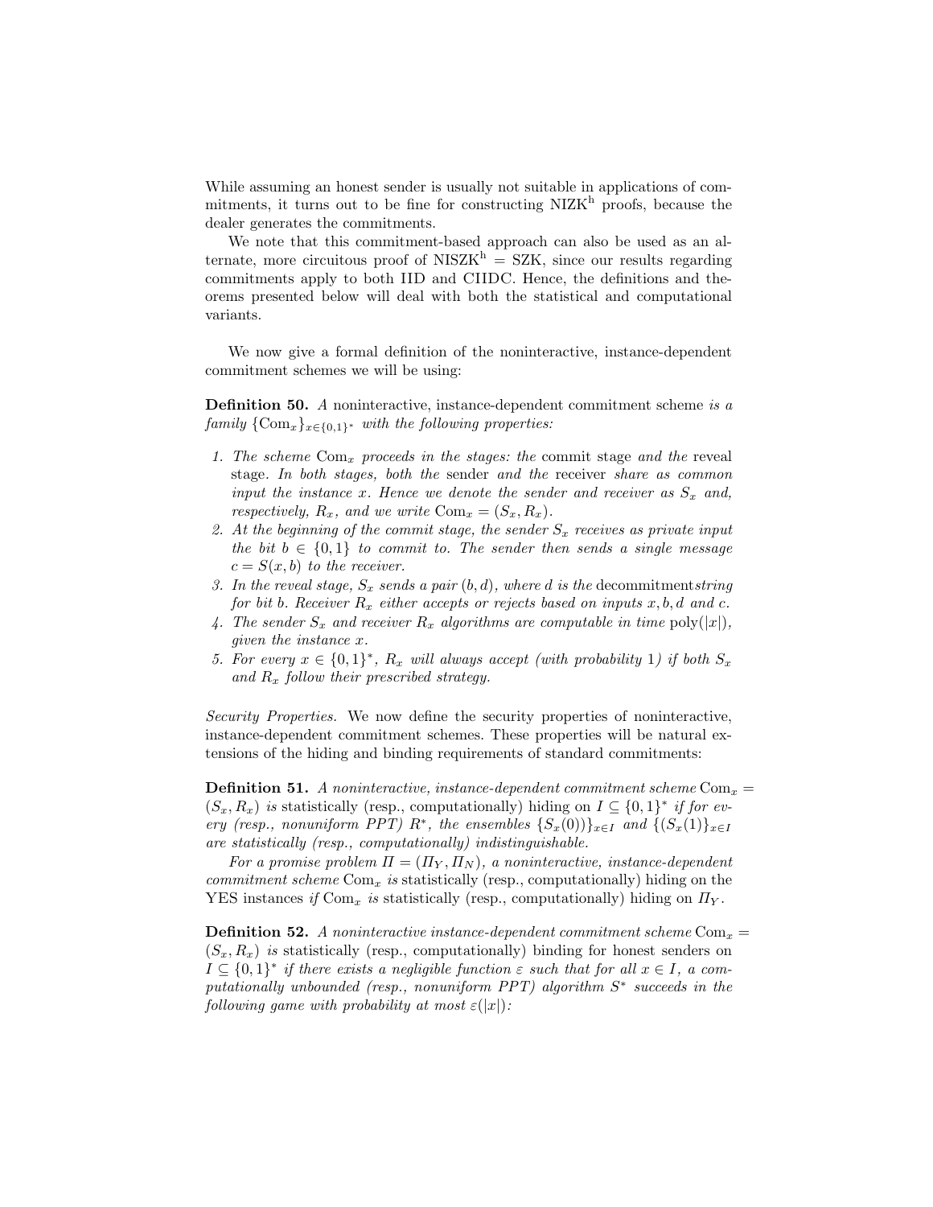While assuming an honest sender is usually not suitable in applications of commitments, it turns out to be fine for constructing $\text{NIZK}^{\text{h}}$ proofs, because the dealer generates the commitments.

We note that this commitment-based approach can also be used as an alternate, more circuitous proof of $\text{NISZK}^{\text{h}} = \text{SZK}$, since our results regarding commitments apply to both IID and CIIDC. Hence, the definitions and theorems presented below will deal with both the statistical and computational variants.

We now give a formal definition of the noninteractive, instance-dependent commitment schemes we will be using:

**Definition 50.** *A* noninteractive, instance-dependent commitment scheme *is a family* $\{\text{Com}_x\}_{x\in\{0,1\}^*}$ *with the following properties:*

1. *The scheme* $\text{Com}_x$ *proceeds in the stages: the* commit stage *and the* reveal stage*. In both stages, both the* sender *and the* receiver *share as common input the instance* $x$*. Hence we denote the sender and receiver as* $S_x$ *and, respectively,* $R_x$*, and we write* $\text{Com}_x = (S_x, R_x)$*.*
2. *At the beginning of the commit stage, the sender* $S_x$ *receives as private input the bit* $b \in \{0,1\}$ *to commit to. The sender then sends a single message* $c = S(x,b)$ *to the receiver.*
3. *In the reveal stage,* $S_x$ *sends a pair* $(b,d)$*, where* $d$ *is the* decommitment*string for bit* $b$*. Receiver* $R_x$ *either accepts or rejects based on inputs* $x, b, d$ *and* $c$*.*
4. *The sender* $S_x$ *and receiver* $R_x$ *algorithms are computable in time* $\text{poly}(|x|)$*, given the instance* $x$*.*
5. *For every* $x \in \{0,1\}^*$*,* $R_x$ *will always accept (with probability* $1$*) if both* $S_x$ *and* $R_x$ *follow their prescribed strategy.*

*Security Properties.* We now define the security properties of noninteractive, instance-dependent commitment schemes. These properties will be natural extensions of the hiding and binding requirements of standard commitments:

**Definition 51.** *A noninteractive, instance-dependent commitment scheme* $\text{Com}_x = (S_x, R_x)$ *is* statistically (resp., computationally) hiding *on* $I \subseteq \{0,1\}^*$ *if for every (resp., nonuniform PPT)* $R^*$*, the ensembles* $\{S_x(0))\}_{x\in I}$ *and* $\{(S_x(1)\}_{x\in I}$ *are statistically (resp., computationally) indistinguishable.*

For a promise problem $\Pi = (\Pi_Y, \Pi_N)$*, a noninteractive, instance-dependent commitment scheme* $\text{Com}_x$ *is* statistically (resp., computationally) hiding on the YES instances *if* $\text{Com}_x$ *is* statistically (resp., computationally) hiding on $\Pi_Y$*.*

**Definition 52.** *A noninteractive instance-dependent commitment scheme* $\text{Com}_x = (S_x, R_x)$ *is* statistically (resp., computationally) binding for honest senders *on* $I \subseteq \{0,1\}^*$ *if there exists a negligible function* $\varepsilon$ *such that for all* $x \in I$*, a computationally unbounded (resp., nonuniform PPT) algorithm* $S^*$ *succeeds in the following game with probability at most* $\varepsilon(|x|)$*:*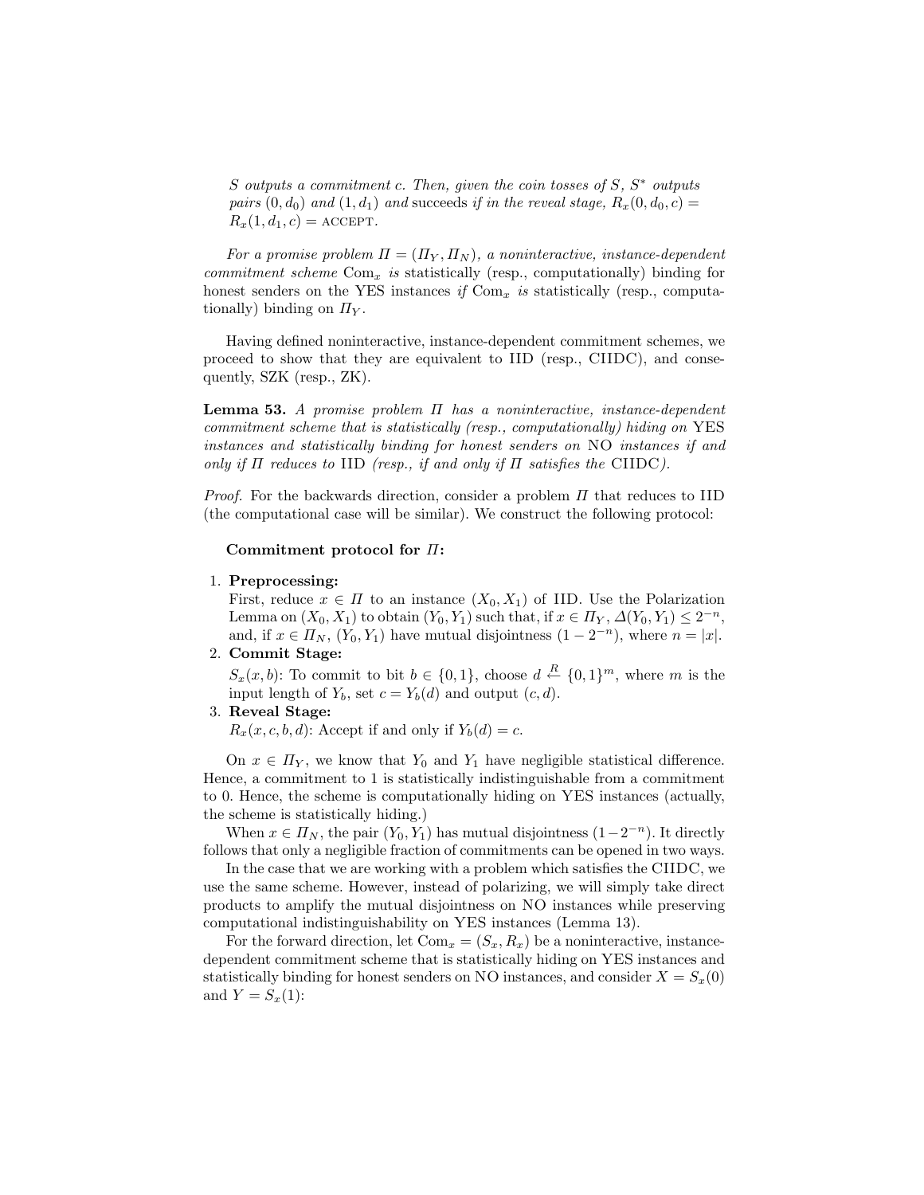*S outputs a commitment c. Then, given the coin tosses of S, $S^*$ outputs pairs $(0, d_0)$ and $(1, d_1)$ and* succeeds *if in the reveal stage, $R_x(0, d_0, c) = R_x(1, d_1, c) =$ ACCEPT.*

*For a promise problem $\Pi = (\Pi_Y, \Pi_N)$, a noninteractive, instance-dependent commitment scheme $\mathrm{Com}_x$ is* statistically (resp., computationally) binding for honest senders on the YES instances *if $\mathrm{Com}_x$ is statistically (resp., computationally) binding on $\Pi_Y$.*

Having defined noninteractive, instance-dependent commitment schemes, we proceed to show that they are equivalent to IID (resp., CIIDC), and consequently, SZK (resp., ZK).

**Lemma 53.** *A promise problem $\Pi$ has a noninteractive, instance-dependent commitment scheme that is statistically (resp., computationally) hiding on* YES *instances and statistically binding for honest senders on* NO *instances if and only if $\Pi$ reduces to* IID *(resp., if and only if $\Pi$ satisfies the* CIIDC*).*

*Proof.* For the backwards direction, consider a problem $\Pi$ that reduces to IID (the computational case will be similar). We construct the following protocol:

**Commitment protocol for $\Pi$:**

1. **Preprocessing:**
   First, reduce $x \in \Pi$ to an instance $(X_0, X_1)$ of IID. Use the Polarization Lemma on $(X_0, X_1)$ to obtain $(Y_0, Y_1)$ such that, if $x \in \Pi_Y$, $\Delta(Y_0, Y_1) \leq 2^{-n}$, and, if $x \in \Pi_N$, $(Y_0, Y_1)$ have mutual disjointness $(1 - 2^{-n})$, where $n = |x|$.
2. **Commit Stage:**
   $S_x(x, b)$: To commit to bit $b \in \{0, 1\}$, choose $d \xleftarrow{R} \{0, 1\}^m$, where $m$ is the input length of $Y_b$, set $c = Y_b(d)$ and output $(c, d)$.
3. **Reveal Stage:**
   $R_x(x, c, b, d)$: Accept if and only if $Y_b(d) = c$.

On $x \in \Pi_Y$, we know that $Y_0$ and $Y_1$ have negligible statistical difference. Hence, a commitment to 1 is statistically indistinguishable from a commitment to 0. Hence, the scheme is computationally hiding on YES instances (actually, the scheme is statistically hiding.)

When $x \in \Pi_N$, the pair $(Y_0, Y_1)$ has mutual disjointness $(1 - 2^{-n})$. It directly follows that only a negligible fraction of commitments can be opened in two ways.

In the case that we are working with a problem which satisfies the CIIDC, we use the same scheme. However, instead of polarizing, we will simply take direct products to amplify the mutual disjointness on NO instances while preserving computational indistinguishability on YES instances (Lemma 13).

For the forward direction, let $\mathrm{Com}_x = (S_x, R_x)$ be a noninteractive, instance-dependent commitment scheme that is statistically hiding on YES instances and statistically binding for honest senders on NO instances, and consider $X = S_x(0)$ and $Y = S_x(1)$: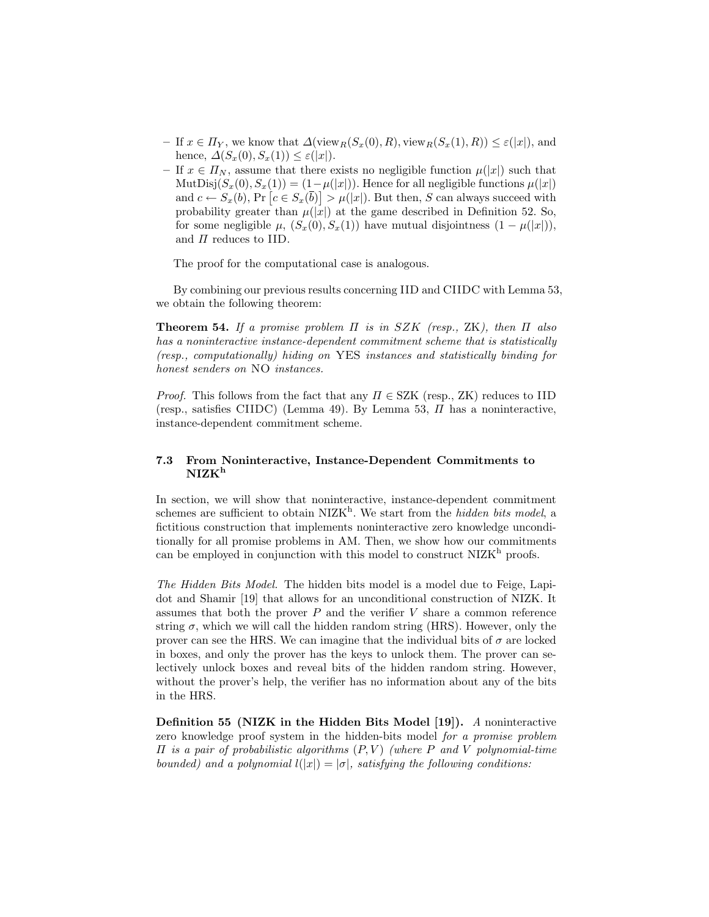- If $x \in \Pi_Y$, we know that $\Delta(\text{view}_R(S_x(0), R), \text{view}_R(S_x(1), R)) \leq \varepsilon(|x|)$, and hence, $\Delta(S_x(0), S_x(1)) \leq \varepsilon(|x|)$.
- If $x \in \Pi_N$, assume that there exists no negligible function $\mu(|x|)$ such that $\text{MutDisj}(S_x(0), S_x(1)) = (1 - \mu(|x|))$. Hence for all negligible functions $\mu(|x|)$ and $c \leftarrow S_x(b)$, $\Pr\left[c \in S_x(\overline{b})\right] > \mu(|x|)$. But then, $S$ can always succeed with probability greater than $\mu(|x|)$ at the game described in Definition 52. So, for some negligible $\mu$, $(S_x(0), S_x(1))$ have mutual disjointness $(1 - \mu(|x|))$, and $\Pi$ reduces to IID.

The proof for the computational case is analogous.

By combining our previous results concerning IID and CIIDC with Lemma 53, we obtain the following theorem:

**Theorem 54.** *If a promise problem $\Pi$ is in SZK (resp., ZK), then $\Pi$ also has a noninteractive instance-dependent commitment scheme that is statistically (resp., computationally) hiding on* YES *instances and statistically binding for honest senders on* NO *instances.*

*Proof.* This follows from the fact that any $\Pi \in$ SZK (resp., ZK) reduces to IID (resp., satisfies CIIDC) (Lemma 49). By Lemma 53, $\Pi$ has a noninteractive, instance-dependent commitment scheme.

### 7.3 From Noninteractive, Instance-Dependent Commitments to NIZK$^{\text{h}}$

In section, we will show that noninteractive, instance-dependent commitment schemes are sufficient to obtain NIZK$^{\text{h}}$. We start from the *hidden bits model*, a fictitious construction that implements noninteractive zero knowledge unconditionally for all promise problems in AM. Then, we show how our commitments can be employed in conjunction with this model to construct NIZK$^{\text{h}}$ proofs.

*The Hidden Bits Model.* The hidden bits model is a model due to Feige, Lapidot and Shamir [19] that allows for an unconditional construction of NIZK. It assumes that both the prover $P$ and the verifier $V$ share a common reference string $\sigma$, which we will call the hidden random string (HRS). However, only the prover can see the HRS. We can imagine that the individual bits of $\sigma$ are locked in boxes, and only the prover has the keys to unlock them. The prover can selectively unlock boxes and reveal bits of the hidden random string. However, without the prover's help, the verifier has no information about any of the bits in the HRS.

**Definition 55 (NIZK in the Hidden Bits Model [19]).** *A* noninteractive zero knowledge proof system in the hidden-bits model *for a promise problem $\Pi$ is a pair of probabilistic algorithms $(P, V)$ (where $P$ and $V$ polynomial-time bounded) and a polynomial $l(|x|) = |\sigma|$, satisfying the following conditions:*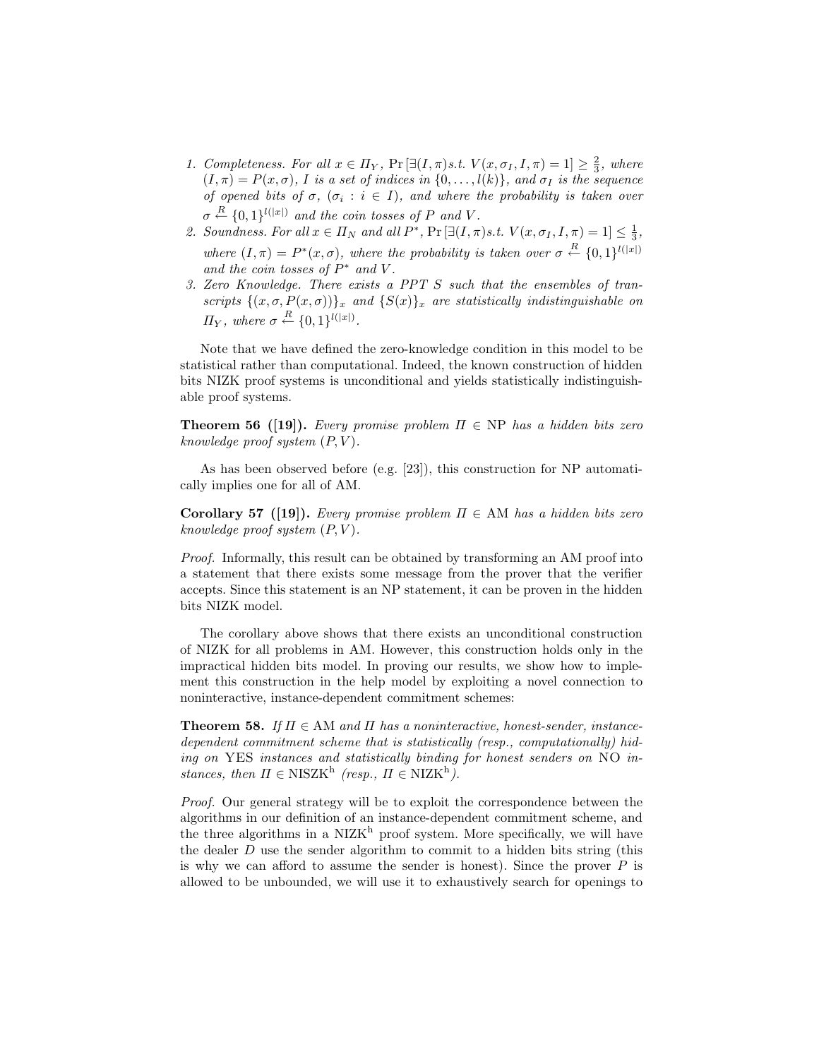1. *Completeness.* For all $x \in \Pi_Y$, $\Pr[\exists (I,\pi) s.t.\ V(x, \sigma_I, I, \pi) = 1] \geq \frac{2}{3}$, where $(I,\pi) = P(x,\sigma)$, $I$ is a set of indices in $\{0,\ldots,l(k)\}$, and $\sigma_I$ is the sequence of opened bits of $\sigma$, $(\sigma_i : i \in I)$, and where the probability is taken over $\sigma \xleftarrow{R} \{0,1\}^{l(|x|)}$ and the coin tosses of $P$ and $V$.
2. *Soundness.* For all $x \in \Pi_N$ and all $P^*$, $\Pr[\exists (I,\pi) s.t.\ V(x, \sigma_I, I, \pi) = 1] \leq \frac{1}{3}$, where $(I,\pi) = P^*(x,\sigma)$, where the probability is taken over $\sigma \xleftarrow{R} \{0,1\}^{l(|x|)}$ and the coin tosses of $P^*$ and $V$.
3. *Zero Knowledge.* There exists a PPT $S$ such that the ensembles of transcripts $\{(x, \sigma, P(x,\sigma))\}_x$ and $\{S(x)\}_x$ are statistically indistinguishable on $\Pi_Y$, where $\sigma \xleftarrow{R} \{0,1\}^{l(|x|)}$.

Note that we have defined the zero-knowledge condition in this model to be statistical rather than computational. Indeed, the known construction of hidden bits NIZK proof systems is unconditional and yields statistically indistinguishable proof systems.

**Theorem 56 ([19]).** *Every promise problem $\Pi \in$ NP has a hidden bits zero knowledge proof system $(P,V)$.*

As has been observed before (e.g. [23]), this construction for NP automatically implies one for all of AM.

**Corollary 57 ([19]).** *Every promise problem $\Pi \in$ AM has a hidden bits zero knowledge proof system $(P,V)$.*

*Proof.* Informally, this result can be obtained by transforming an AM proof into a statement that there exists some message from the prover that the verifier accepts. Since this statement is an NP statement, it can be proven in the hidden bits NIZK model.

The corollary above shows that there exists an unconditional construction of NIZK for all problems in AM. However, this construction holds only in the impractical hidden bits model. In proving our results, we show how to implement this construction in the help model by exploiting a novel connection to noninteractive, instance-dependent commitment schemes:

**Theorem 58.** *If $\Pi \in$ AM and $\Pi$ has a noninteractive, honest-sender, instance-dependent commitment scheme that is statistically (resp., computationally) hiding on* YES *instances and statistically binding for honest senders on* NO *instances, then $\Pi \in \mathrm{NISZK^h}$ (resp., $\Pi \in \mathrm{NIZK^h}$).*

*Proof.* Our general strategy will be to exploit the correspondence between the algorithms in our definition of an instance-dependent commitment scheme, and the three algorithms in a $\mathrm{NIZK^h}$ proof system. More specifically, we will have the dealer $D$ use the sender algorithm to commit to a hidden bits string (this is why we can afford to assume the sender is honest). Since the prover $P$ is allowed to be unbounded, we will use it to exhaustively search for openings to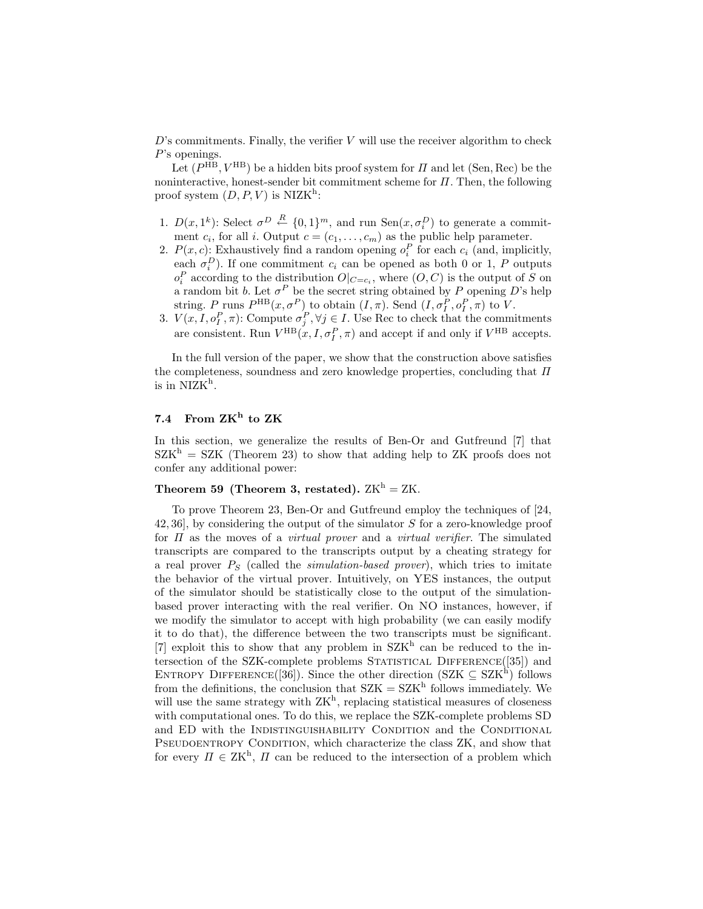$D$'s commitments. Finally, the verifier $V$ will use the receiver algorithm to check $P$'s openings.

Let $(P^{\mathrm{HB}}, V^{\mathrm{HB}})$ be a hidden bits proof system for $\Pi$ and let $(\mathrm{Sen}, \mathrm{Rec})$ be the noninteractive, honest-sender bit commitment scheme for $\Pi$. Then, the following proof system $(D, P, V)$ is $\mathrm{NIZK}^{\mathrm{h}}$:

1. $D(x, 1^k)$: Select $\sigma^D \stackrel{R}{\leftarrow} \{0,1\}^m$, and run $\mathrm{Sen}(x, \sigma_i^D)$ to generate a commitment $c_i$, for all $i$. Output $c = (c_1, \ldots, c_m)$ as the public help parameter.
2. $P(x, c)$: Exhaustively find a random opening $o_i^P$ for each $c_i$ (and, implicitly, each $\sigma_i^D$). If one commitment $c_i$ can be opened as both 0 or 1, $P$ outputs $o_i^P$ according to the distribution $O|_{C=c_i}$, where $(O, C)$ is the output of $S$ on a random bit $b$. Let $\sigma^P$ be the secret string obtained by $P$ opening $D$'s help string. $P$ runs $P^{\mathrm{HB}}(x, \sigma^P)$ to obtain $(I, \pi)$. Send $(I, \sigma_I^P, o_I^P, \pi)$ to $V$.
3. $V(x, I, o_I^P, \pi)$: Compute $\sigma_j^P, \forall j \in I$. Use Rec to check that the commitments are consistent. Run $V^{\mathrm{HB}}(x, I, \sigma_I^P, \pi)$ and accept if and only if $V^{\mathrm{HB}}$ accepts.

In the full version of the paper, we show that the construction above satisfies the completeness, soundness and zero knowledge properties, concluding that $\Pi$ is in $\mathrm{NIZK}^{\mathrm{h}}$.

### 7.4 From $\mathbf{ZK^h}$ to ZK

In this section, we generalize the results of Ben-Or and Gutfreund [7] that $\mathrm{SZK}^{\mathrm{h}} = \mathrm{SZK}$ (Theorem 23) to show that adding help to ZK proofs does not confer any additional power:

**Theorem 59 (Theorem 3, restated).** $\mathrm{ZK}^{\mathrm{h}} = \mathrm{ZK}$.

To prove Theorem 23, Ben-Or and Gutfreund employ the techniques of [24, 42, 36], by considering the output of the simulator $S$ for a zero-knowledge proof for $\Pi$ as the moves of a *virtual prover* and a *virtual verifier*. The simulated transcripts are compared to the transcripts output by a cheating strategy for a real prover $P_S$ (called the *simulation-based prover*), which tries to imitate the behavior of the virtual prover. Intuitively, on YES instances, the output of the simulator should be statistically close to the output of the simulation-based prover interacting with the real verifier. On NO instances, however, if we modify the simulator to accept with high probability (we can easily modify it to do that), the difference between the two transcripts must be significant. [7] exploit this to show that any problem in $\mathrm{SZK}^{\mathrm{h}}$ can be reduced to the intersection of the SZK-complete problems Statistical Difference([35]) and Entropy Difference([36]). Since the other direction ($\mathrm{SZK} \subseteq \mathrm{SZK}^{\mathrm{h}}$) follows from the definitions, the conclusion that $\mathrm{SZK} = \mathrm{SZK}^{\mathrm{h}}$ follows immediately. We will use the same strategy with $\mathrm{ZK}^{\mathrm{h}}$, replacing statistical measures of closeness with computational ones. To do this, we replace the SZK-complete problems SD and ED with the Indistinguishability Condition and the Conditional Pseudoentropy Condition, which characterize the class ZK, and show that for every $\Pi \in \mathrm{ZK}^{\mathrm{h}}$, $\Pi$ can be reduced to the intersection of a problem which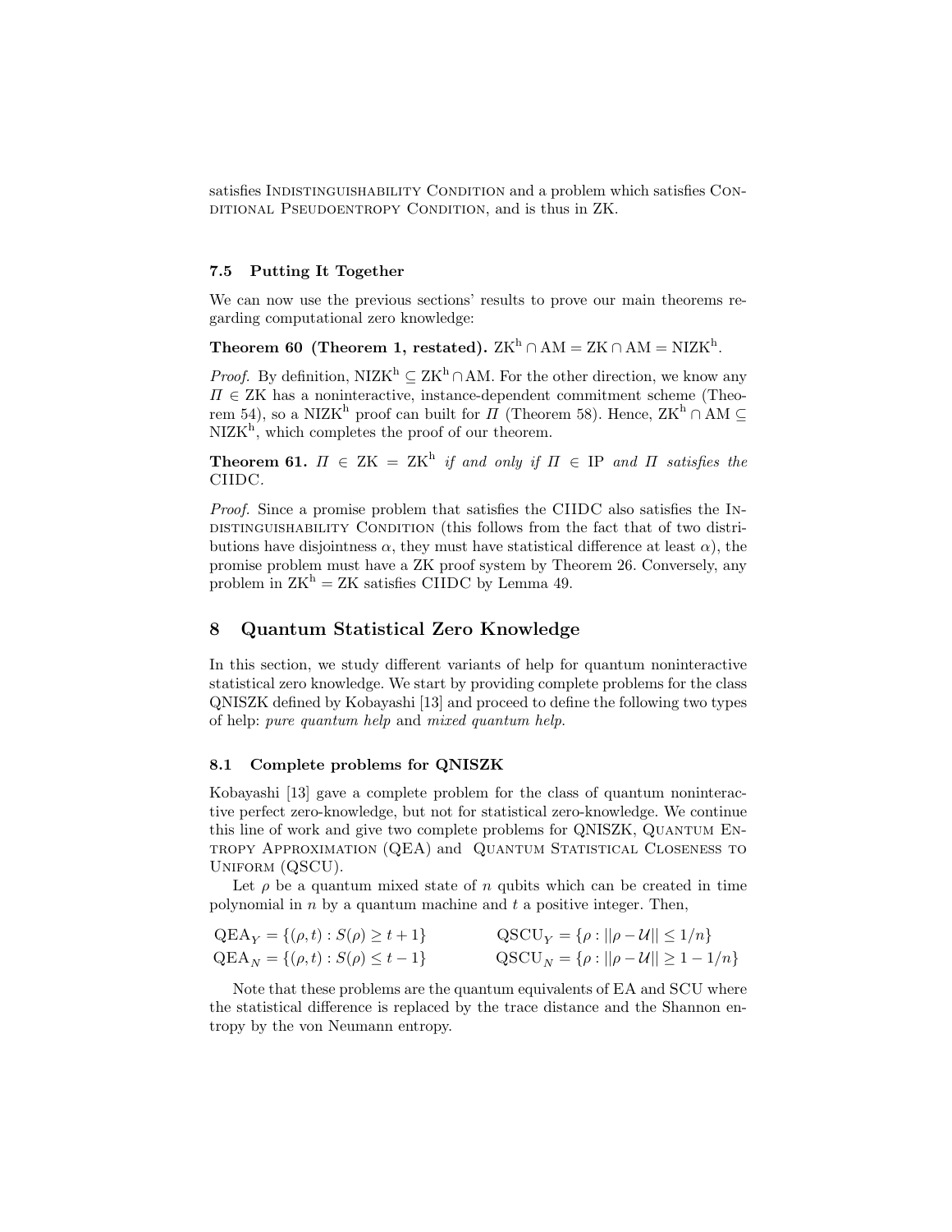satisfies Indistinguishability Condition and a problem which satisfies Conditional Pseudoentropy Condition, and is thus in ZK.

### 7.5 Putting It Together

We can now use the previous sections' results to prove our main theorems regarding computational zero knowledge:

**Theorem 60 (Theorem 1, restated).** $\mathrm{ZK}^{\mathrm{h}} \cap \mathrm{AM} = \mathrm{ZK} \cap \mathrm{AM} = \mathrm{NIZK}^{\mathrm{h}}$.

*Proof.* By definition, $\mathrm{NIZK}^{\mathrm{h}} \subseteq \mathrm{ZK}^{\mathrm{h}} \cap \mathrm{AM}$. For the other direction, we know any $\Pi \in \mathrm{ZK}$ has a noninteractive, instance-dependent commitment scheme (Theorem 54), so a $\mathrm{NIZK}^{\mathrm{h}}$ proof can built for $\Pi$ (Theorem 58). Hence, $\mathrm{ZK}^{\mathrm{h}} \cap \mathrm{AM} \subseteq \mathrm{NIZK}^{\mathrm{h}}$, which completes the proof of our theorem.

**Theorem 61.** *$\Pi \in \mathrm{ZK} = \mathrm{ZK}^{\mathrm{h}}$ if and only if $\Pi \in \mathrm{IP}$ and $\Pi$ satisfies the* CIIDC.

*Proof.* Since a promise problem that satisfies the CIIDC also satisfies the Indistinguishability Condition (this follows from the fact that of two distributions have disjointness $\alpha$, they must have statistical difference at least $\alpha$), the promise problem must have a ZK proof system by Theorem 26. Conversely, any problem in $\mathrm{ZK}^{\mathrm{h}} = \mathrm{ZK}$ satisfies CIIDC by Lemma 49.

## 8 Quantum Statistical Zero Knowledge

In this section, we study different variants of help for quantum noninteractive statistical zero knowledge. We start by providing complete problems for the class QNISZK defined by Kobayashi [13] and proceed to define the following two types of help: *pure quantum help* and *mixed quantum help*.

### 8.1 Complete problems for QNISZK

Kobayashi [13] gave a complete problem for the class of quantum noninteractive perfect zero-knowledge, but not for statistical zero-knowledge. We continue this line of work and give two complete problems for QNISZK, Quantum Entropy Approximation (QEA) and Quantum Statistical Closeness to Uniform (QSCU).

Let $\rho$ be a quantum mixed state of $n$ qubits which can be created in time polynomial in $n$ by a quantum machine and $t$ a positive integer. Then,

$$\mathrm{QEA}_Y = \{(\rho, t) : S(\rho) \geq t + 1\} \qquad \mathrm{QSCU}_Y = \{\rho : ||\rho - \mathcal{U}|| \leq 1/n\}$$
$$\mathrm{QEA}_N = \{(\rho, t) : S(\rho) \leq t - 1\} \qquad \mathrm{QSCU}_N = \{\rho : ||\rho - \mathcal{U}|| \geq 1 - 1/n\}$$

Note that these problems are the quantum equivalents of EA and SCU where the statistical difference is replaced by the trace distance and the Shannon entropy by the von Neumann entropy.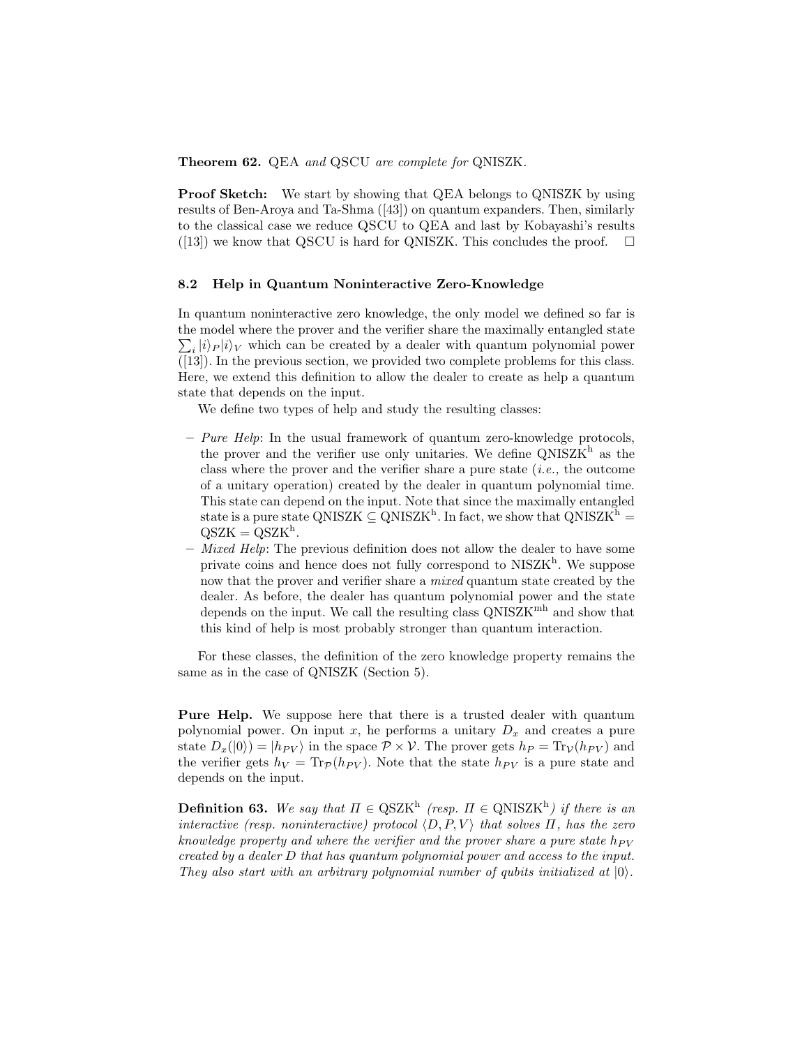**Theorem 62.** QEA *and* QSCU *are complete for* QNISZK.

**Proof Sketch:** We start by showing that QEA belongs to QNISZK by using results of Ben-Aroya and Ta-Shma ([43]) on quantum expanders. Then, similarly to the classical case we reduce QSCU to QEA and last by Kobayashi's results ([13]) we know that QSCU is hard for QNISZK. This concludes the proof. □

### 8.2 Help in Quantum Noninteractive Zero-Knowledge

In quantum noninteractive zero knowledge, the only model we defined so far is the model where the prover and the verifier share the maximally entangled state $\sum_i |i\rangle_P |i\rangle_V$ which can be created by a dealer with quantum polynomial power ([13]). In the previous section, we provided two complete problems for this class. Here, we extend this definition to allow the dealer to create as help a quantum state that depends on the input.

We define two types of help and study the resulting classes:

- *Pure Help*: In the usual framework of quantum zero-knowledge protocols, the prover and the verifier use only unitaries. We define $\mathrm{QNISZK}^{\mathrm{h}}$ as the class where the prover and the verifier share a pure state (*i.e.,* the outcome of a unitary operation) created by the dealer in quantum polynomial time. This state can depend on the input. Note that since the maximally entangled state is a pure state $\mathrm{QNISZK} \subseteq \mathrm{QNISZK}^{\mathrm{h}}$. In fact, we show that $\mathrm{QNISZK}^{\mathrm{h}} = \mathrm{QSZK} = \mathrm{QSZK}^{\mathrm{h}}$.
- *Mixed Help*: The previous definition does not allow the dealer to have some private coins and hence does not fully correspond to $\mathrm{NISZK}^{\mathrm{h}}$. We suppose now that the prover and verifier share a *mixed* quantum state created by the dealer. As before, the dealer has quantum polynomial power and the state depends on the input. We call the resulting class $\mathrm{QNISZK}^{\mathrm{mh}}$ and show that this kind of help is most probably stronger than quantum interaction.

For these classes, the definition of the zero knowledge property remains the same as in the case of QNISZK (Section 5).

**Pure Help.** We suppose here that there is a trusted dealer with quantum polynomial power. On input $x$, he performs a unitary $D_x$ and creates a pure state $D_x(|0\rangle) = |h_{PV}\rangle$ in the space $\mathcal{P} \times \mathcal{V}$. The prover gets $h_P = \mathrm{Tr}_{\mathcal{V}}(h_{PV})$ and the verifier gets $h_V = \mathrm{Tr}_{\mathcal{P}}(h_{PV})$. Note that the state $h_{PV}$ is a pure state and depends on the input.

**Definition 63.** *We say that* $\Pi \in \mathrm{QSZK}^{\mathrm{h}}$ *(resp.* $\Pi \in \mathrm{QNISZK}^{\mathrm{h}}$*) if there is an interactive (resp. noninteractive) protocol* $\langle D, P, V \rangle$ *that solves* $\Pi$*, has the zero knowledge property and where the verifier and the prover share a pure state* $h_{PV}$ *created by a dealer* $D$ *that has quantum polynomial power and access to the input. They also start with an arbitrary polynomial number of qubits initialized at* $|0\rangle$*.*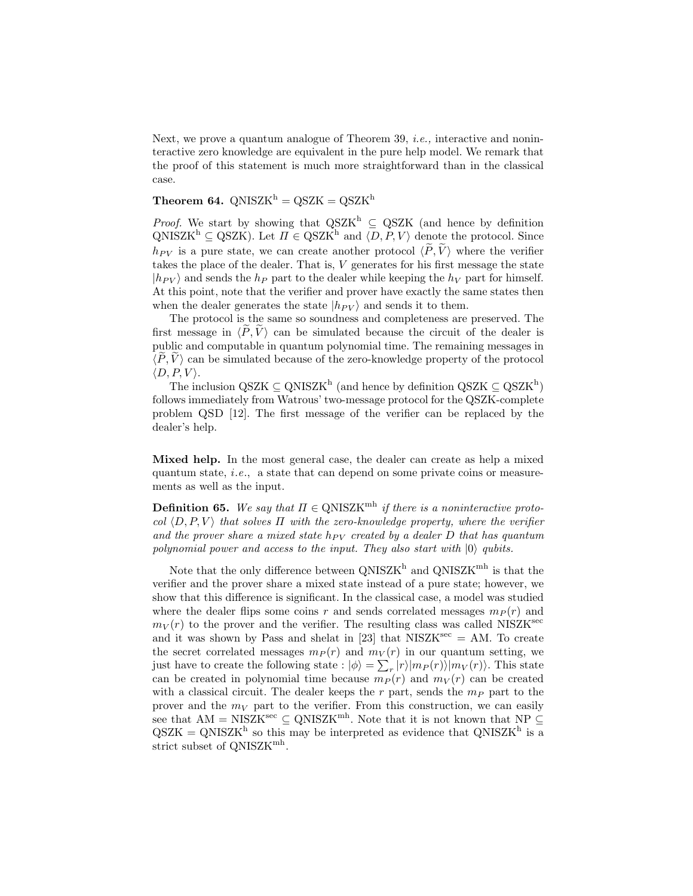Next, we prove a quantum analogue of Theorem 39, *i.e.,* interactive and noninteractive zero knowledge are equivalent in the pure help model. We remark that the proof of this statement is much more straightforward than in the classical case.

**Theorem 64.** $\mathrm{QNISZK}^{\mathrm{h}} = \mathrm{QSZK} = \mathrm{QSZK}^{\mathrm{h}}$

*Proof.* We start by showing that $\mathrm{QSZK}^{\mathrm{h}} \subseteq \mathrm{QSZK}$ (and hence by definition $\mathrm{QNISZK}^{\mathrm{h}} \subseteq \mathrm{QSZK}$). Let $\Pi \in \mathrm{QSZK}^{\mathrm{h}}$ and $\langle D, P, V\rangle$ denote the protocol. Since $h_{PV}$ is a pure state, we can create another protocol $\langle \widetilde{P}, \widetilde{V}\rangle$ where the verifier takes the place of the dealer. That is, $V$ generates for his first message the state $|h_{PV}\rangle$ and sends the $h_P$ part to the dealer while keeping the $h_V$ part for himself. At this point, note that the verifier and prover have exactly the same states then when the dealer generates the state $|h_{PV}\rangle$ and sends it to them.

The protocol is the same so soundness and completeness are preserved. The first message in $\langle \widetilde{P}, \widetilde{V}\rangle$ can be simulated because the circuit of the dealer is public and computable in quantum polynomial time. The remaining messages in $\langle \widetilde{P}, \widetilde{V}\rangle$ can be simulated because of the zero-knowledge property of the protocol $\langle D, P, V\rangle$.

The inclusion $\mathrm{QSZK} \subseteq \mathrm{QNISZK}^{\mathrm{h}}$ (and hence by definition $\mathrm{QSZK} \subseteq \mathrm{QSZK}^{\mathrm{h}}$) follows immediately from Watrous' two-message protocol for the QSZK-complete problem QSD [12]. The first message of the verifier can be replaced by the dealer's help.

**Mixed help.** In the most general case, the dealer can create as help a mixed quantum state, *i.e.,* a state that can depend on some private coins or measurements as well as the input.

**Definition 65.** *We say that $\Pi \in \mathrm{QNISZK}^{\mathrm{mh}}$ if there is a noninteractive protocol $\langle D, P, V\rangle$ that solves $\Pi$ with the zero-knowledge property, where the verifier and the prover share a mixed state $h_{PV}$ created by a dealer $D$ that has quantum polynomial power and access to the input. They also start with $|0\rangle$ qubits.*

Note that the only difference between $\mathrm{QNISZK}^{\mathrm{h}}$ and $\mathrm{QNISZK}^{\mathrm{mh}}$ is that the verifier and the prover share a mixed state instead of a pure state; however, we show that this difference is significant. In the classical case, a model was studied where the dealer flips some coins $r$ and sends correlated messages $m_P(r)$ and $m_V(r)$ to the prover and the verifier. The resulting class was called $\mathrm{NISZK}^{\mathrm{sec}}$ and it was shown by Pass and shelat in [23] that $\mathrm{NISZK}^{\mathrm{sec}} = \mathrm{AM}$. To create the secret correlated messages $m_P(r)$ and $m_V(r)$ in our quantum setting, we just have to create the following state : $|\phi\rangle = \sum_r |r\rangle |m_P(r)\rangle |m_V(r)\rangle$. This state can be created in polynomial time because $m_P(r)$ and $m_V(r)$ can be created with a classical circuit. The dealer keeps the $r$ part, sends the $m_P$ part to the prover and the $m_V$ part to the verifier. From this construction, we can easily see that $\mathrm{AM} = \mathrm{NISZK}^{\mathrm{sec}} \subseteq \mathrm{QNISZK}^{\mathrm{mh}}$. Note that it is not known that $\mathrm{NP} \subseteq \mathrm{QSZK} = \mathrm{QNISZK}^{\mathrm{h}}$ so this may be interpreted as evidence that $\mathrm{QNISZK}^{\mathrm{h}}$ is a strict subset of $\mathrm{QNISZK}^{\mathrm{mh}}$.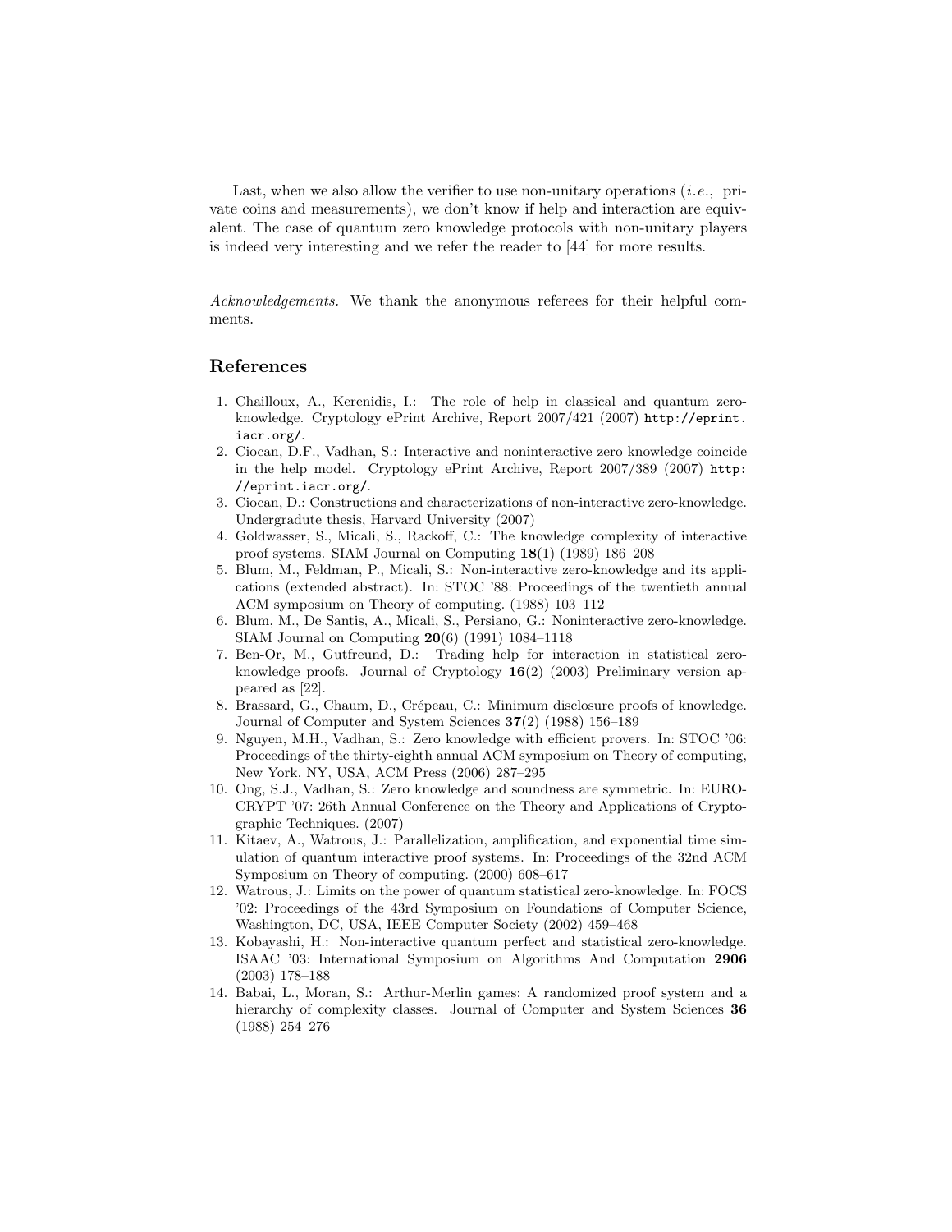Last, when we also allow the verifier to use non-unitary operations (*i.e.*, private coins and measurements), we don't know if help and interaction are equivalent. The case of quantum zero knowledge protocols with non-unitary players is indeed very interesting and we refer the reader to [44] for more results.

*Acknowledgements.* We thank the anonymous referees for their helpful comments.

## References

1. Chailloux, A., Kerenidis, I.: The role of help in classical and quantum zero-knowledge. Cryptology ePrint Archive, Report 2007/421 (2007) `http://eprint.iacr.org/`.
2. Ciocan, D.F., Vadhan, S.: Interactive and noninteractive zero knowledge coincide in the help model. Cryptology ePrint Archive, Report 2007/389 (2007) `http://eprint.iacr.org/`.
3. Ciocan, D.: Constructions and characterizations of non-interactive zero-knowledge. Undergradute thesis, Harvard University (2007)
4. Goldwasser, S., Micali, S., Rackoff, C.: The knowledge complexity of interactive proof systems. SIAM Journal on Computing **18**(1) (1989) 186–208
5. Blum, M., Feldman, P., Micali, S.: Non-interactive zero-knowledge and its applications (extended abstract). In: STOC '88: Proceedings of the twentieth annual ACM symposium on Theory of computing. (1988) 103–112
6. Blum, M., De Santis, A., Micali, S., Persiano, G.: Noninteractive zero-knowledge. SIAM Journal on Computing **20**(6) (1991) 1084–1118
7. Ben-Or, M., Gutfreund, D.: Trading help for interaction in statistical zero-knowledge proofs. Journal of Cryptology **16**(2) (2003) Preliminary version appeared as [22].
8. Brassard, G., Chaum, D., Crépeau, C.: Minimum disclosure proofs of knowledge. Journal of Computer and System Sciences **37**(2) (1988) 156–189
9. Nguyen, M.H., Vadhan, S.: Zero knowledge with efficient provers. In: STOC '06: Proceedings of the thirty-eighth annual ACM symposium on Theory of computing, New York, NY, USA, ACM Press (2006) 287–295
10. Ong, S.J., Vadhan, S.: Zero knowledge and soundness are symmetric. In: EUROCRYPT '07: 26th Annual Conference on the Theory and Applications of Cryptographic Techniques. (2007)
11. Kitaev, A., Watrous, J.: Parallelization, amplification, and exponential time simulation of quantum interactive proof systems. In: Proceedings of the 32nd ACM Symposium on Theory of computing. (2000) 608–617
12. Watrous, J.: Limits on the power of quantum statistical zero-knowledge. In: FOCS '02: Proceedings of the 43rd Symposium on Foundations of Computer Science, Washington, DC, USA, IEEE Computer Society (2002) 459–468
13. Kobayashi, H.: Non-interactive quantum perfect and statistical zero-knowledge. ISAAC '03: International Symposium on Algorithms And Computation **2906** (2003) 178–188
14. Babai, L., Moran, S.: Arthur-Merlin games: A randomized proof system and a hierarchy of complexity classes. Journal of Computer and System Sciences **36** (1988) 254–276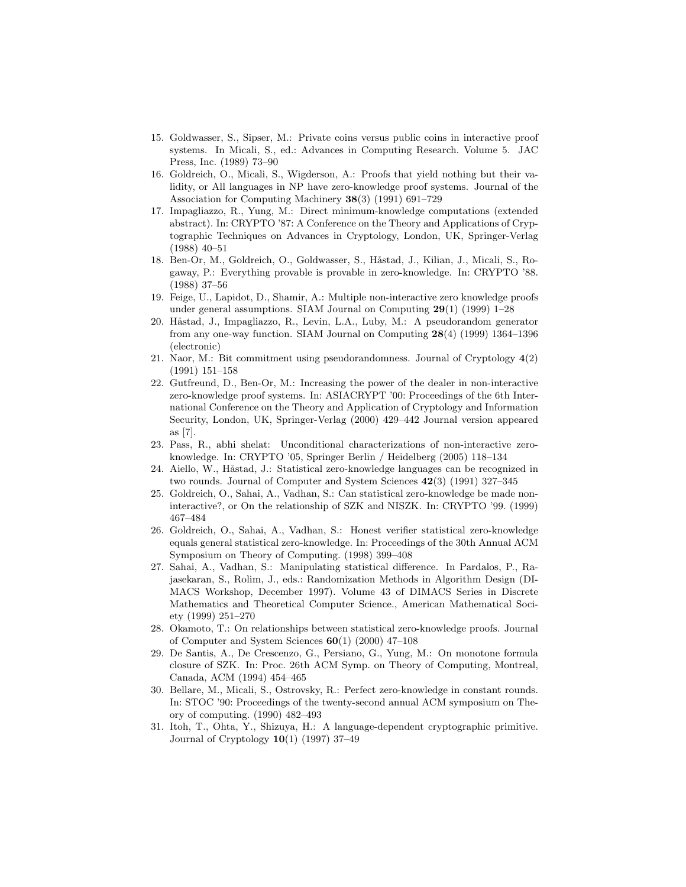15. Goldwasser, S., Sipser, M.: Private coins versus public coins in interactive proof systems. In Micali, S., ed.: Advances in Computing Research. Volume 5. JAC Press, Inc. (1989) 73–90
16. Goldreich, O., Micali, S., Wigderson, A.: Proofs that yield nothing but their validity, or All languages in NP have zero-knowledge proof systems. Journal of the Association for Computing Machinery **38**(3) (1991) 691–729
17. Impagliazzo, R., Yung, M.: Direct minimum-knowledge computations (extended abstract). In: CRYPTO '87: A Conference on the Theory and Applications of Cryptographic Techniques on Advances in Cryptology, London, UK, Springer-Verlag (1988) 40–51
18. Ben-Or, M., Goldreich, O., Goldwasser, S., Håstad, J., Kilian, J., Micali, S., Rogaway, P.: Everything provable is provable in zero-knowledge. In: CRYPTO '88. (1988) 37–56
19. Feige, U., Lapidot, D., Shamir, A.: Multiple non-interactive zero knowledge proofs under general assumptions. SIAM Journal on Computing **29**(1) (1999) 1–28
20. Håstad, J., Impagliazzo, R., Levin, L.A., Luby, M.: A pseudorandom generator from any one-way function. SIAM Journal on Computing **28**(4) (1999) 1364–1396 (electronic)
21. Naor, M.: Bit commitment using pseudorandomness. Journal of Cryptology **4**(2) (1991) 151–158
22. Gutfreund, D., Ben-Or, M.: Increasing the power of the dealer in non-interactive zero-knowledge proof systems. In: ASIACRYPT '00: Proceedings of the 6th International Conference on the Theory and Application of Cryptology and Information Security, London, UK, Springer-Verlag (2000) 429–442 Journal version appeared as [7].
23. Pass, R., abhi shelat: Unconditional characterizations of non-interactive zero-knowledge. In: CRYPTO '05, Springer Berlin / Heidelberg (2005) 118–134
24. Aiello, W., Håstad, J.: Statistical zero-knowledge languages can be recognized in two rounds. Journal of Computer and System Sciences **42**(3) (1991) 327–345
25. Goldreich, O., Sahai, A., Vadhan, S.: Can statistical zero-knowledge be made non-interactive?, or On the relationship of SZK and NISZK. In: CRYPTO '99. (1999) 467–484
26. Goldreich, O., Sahai, A., Vadhan, S.: Honest verifier statistical zero-knowledge equals general statistical zero-knowledge. In: Proceedings of the 30th Annual ACM Symposium on Theory of Computing. (1998) 399–408
27. Sahai, A., Vadhan, S.: Manipulating statistical difference. In Pardalos, P., Rajasekaran, S., Rolim, J., eds.: Randomization Methods in Algorithm Design (DIMACS Workshop, December 1997). Volume 43 of DIMACS Series in Discrete Mathematics and Theoretical Computer Science., American Mathematical Society (1999) 251–270
28. Okamoto, T.: On relationships between statistical zero-knowledge proofs. Journal of Computer and System Sciences **60**(1) (2000) 47–108
29. De Santis, A., De Crescenzo, G., Persiano, G., Yung, M.: On monotone formula closure of SZK. In: Proc. 26th ACM Symp. on Theory of Computing, Montreal, Canada, ACM (1994) 454–465
30. Bellare, M., Micali, S., Ostrovsky, R.: Perfect zero-knowledge in constant rounds. In: STOC '90: Proceedings of the twenty-second annual ACM symposium on Theory of computing. (1990) 482–493
31. Itoh, T., Ohta, Y., Shizuya, H.: A language-dependent cryptographic primitive. Journal of Cryptology **10**(1) (1997) 37–49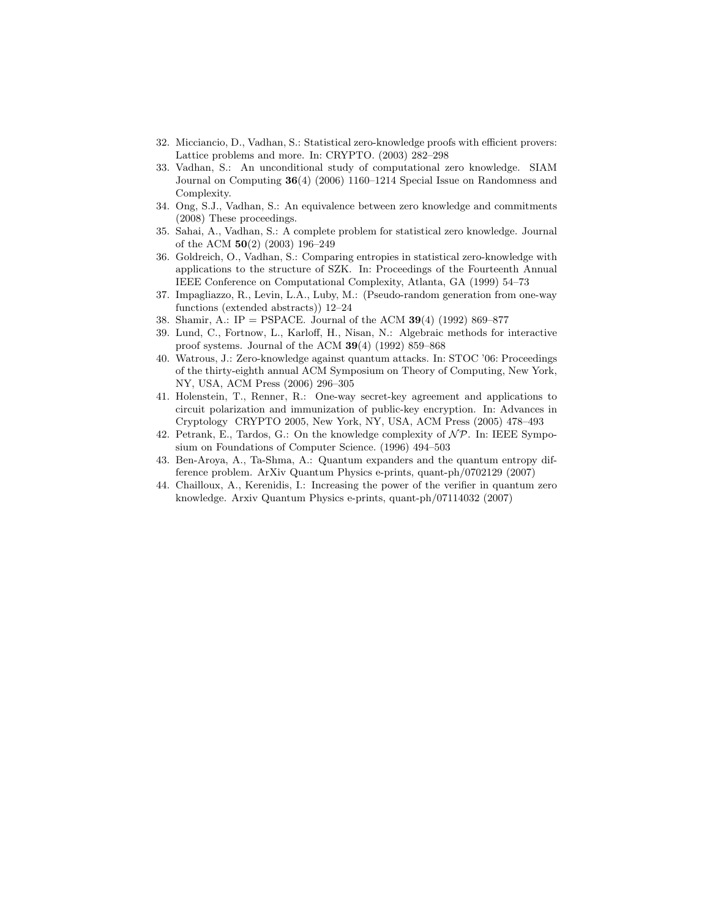32. Micciancio, D., Vadhan, S.: Statistical zero-knowledge proofs with efficient provers: Lattice problems and more. In: CRYPTO. (2003) 282–298
33. Vadhan, S.: An unconditional study of computational zero knowledge. SIAM Journal on Computing **36**(4) (2006) 1160–1214 Special Issue on Randomness and Complexity.
34. Ong, S.J., Vadhan, S.: An equivalence between zero knowledge and commitments (2008) These proceedings.
35. Sahai, A., Vadhan, S.: A complete problem for statistical zero knowledge. Journal of the ACM **50**(2) (2003) 196–249
36. Goldreich, O., Vadhan, S.: Comparing entropies in statistical zero-knowledge with applications to the structure of SZK. In: Proceedings of the Fourteenth Annual IEEE Conference on Computational Complexity, Atlanta, GA (1999) 54–73
37. Impagliazzo, R., Levin, L.A., Luby, M.: (Pseudo-random generation from one-way functions (extended abstracts)) 12–24
38. Shamir, A.: IP = PSPACE. Journal of the ACM **39**(4) (1992) 869–877
39. Lund, C., Fortnow, L., Karloff, H., Nisan, N.: Algebraic methods for interactive proof systems. Journal of the ACM **39**(4) (1992) 859–868
40. Watrous, J.: Zero-knowledge against quantum attacks. In: STOC '06: Proceedings of the thirty-eighth annual ACM Symposium on Theory of Computing, New York, NY, USA, ACM Press (2006) 296–305
41. Holenstein, T., Renner, R.: One-way secret-key agreement and applications to circuit polarization and immunization of public-key encryption. In: Advances in Cryptology CRYPTO 2005, New York, NY, USA, ACM Press (2005) 478–493
42. Petrank, E., Tardos, G.: On the knowledge complexity of $\mathcal{NP}$. In: IEEE Symposium on Foundations of Computer Science. (1996) 494–503
43. Ben-Aroya, A., Ta-Shma, A.: Quantum expanders and the quantum entropy difference problem. ArXiv Quantum Physics e-prints, quant-ph/0702129 (2007)
44. Chailloux, A., Kerenidis, I.: Increasing the power of the verifier in quantum zero knowledge. Arxiv Quantum Physics e-prints, quant-ph/07114032 (2007)